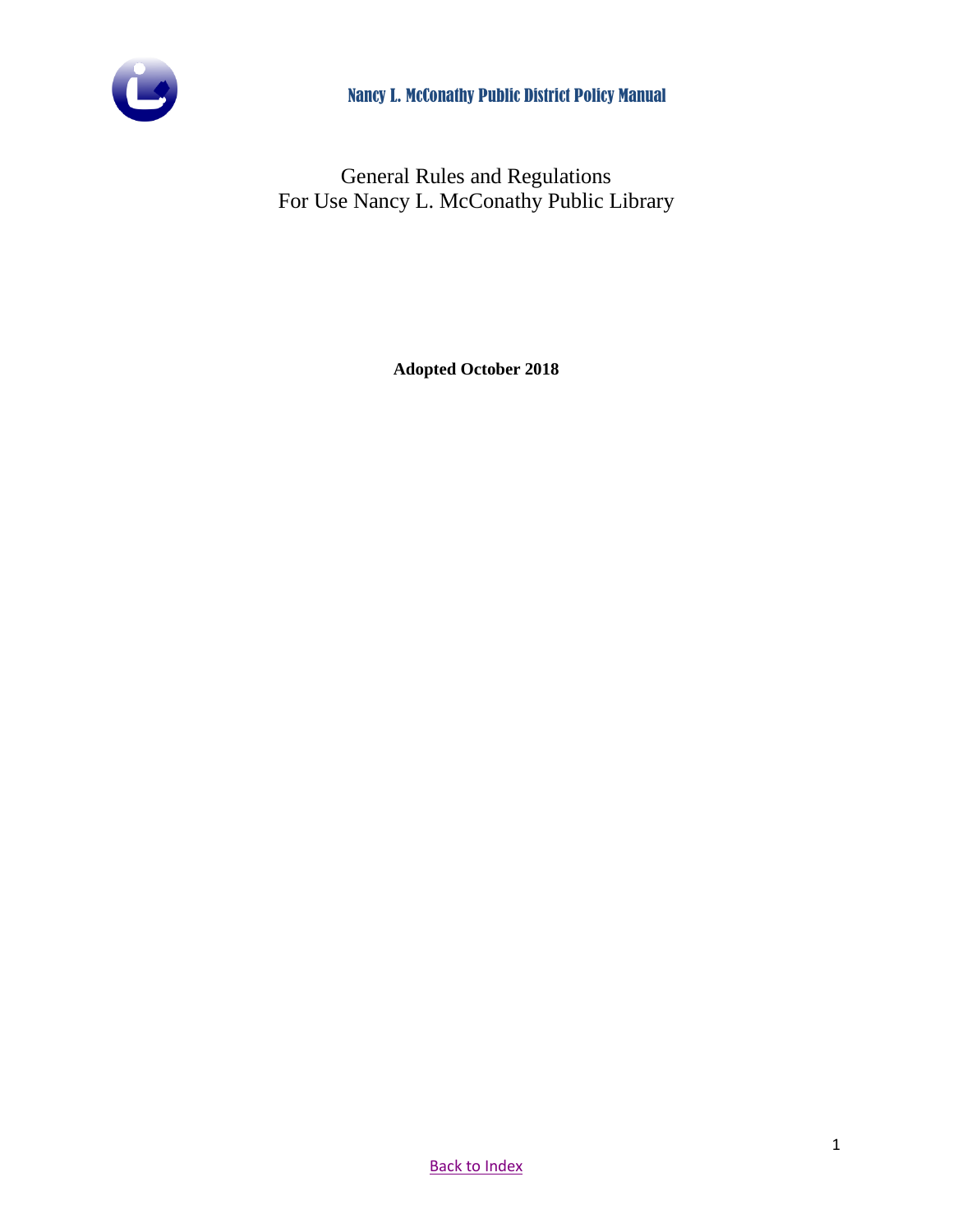Nancy L. McConathy Public District Policy Manual

# General Rules and Regulations
# For Use Nancy L. McConathy Public Library

**Adopted October 2018**

Back to Index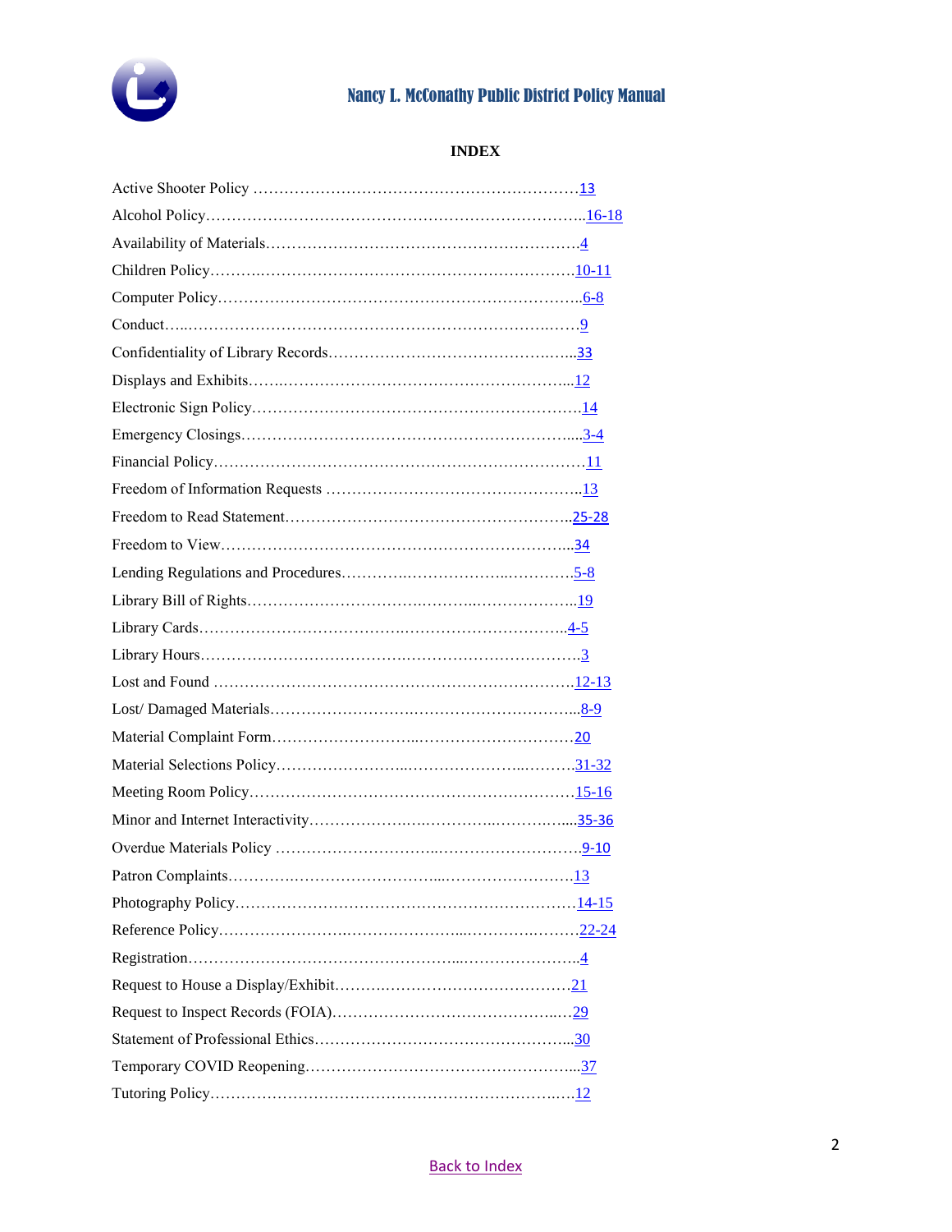# INDEX

Active Shooter Policy ………………………………………………………13

Alcohol Policy…………………………………………………………………..16-18

Availability of Materials……………………………………………………4

Children Policy……….…………………………………………………….10-11

Computer Policy………………………………………………………………..6-8

Conduct…..……………………………………………………………….……9

Confidentiality of Library Records…………………………………….…..33

Displays and Exhibits…….………………………………………………...12

Electronic Sign Policy…………………………………………………………14

Emergency Closings…………………………………………………………....3-4

Financial Policy………………………………………………………………11

Freedom of Information Requests …………………………………………..13

Freedom to Read Statement……………………………………………….25-28

Freedom to View……………………………………………………………...34

Lending Regulations and Procedures………….……………….…………5-8

Library Bill of Rights……………………………….………..………………..19

Library Cards……………………………….………………………………..4-5

Library Hours………………………………….……………………………3

Lost and Found ……………………………………….………………………12-13

Lost/ Damaged Materials……………………….……………………………...8-9

Material Complaint Form………………………...…………………………20

Material Selections Policy……………………...……………………..………31-32

Meeting Room Policy…………………………………………………………15-16

Minor and Internet Interactivity………………….….………….…………....35-36

Overdue Materials Policy …………………………..………………………9-10

Patron Complaints……………….………………….....…………………….13

Photography Policy…………………………………………………………14-15

Reference Policy…………………….…………………...………….………22-24

Registration……………………………………………...…………………..4

Request to House a Display/Exhibit……….…………………………………21

Request to Inspect Records (FOIA)…………………………………….…29

Statement of Professional Ethics…………………………………………...30

Temporary COVID Reopening……………………………………………...37

Tutoring Policy……………………………………………………………..…12

Back to Index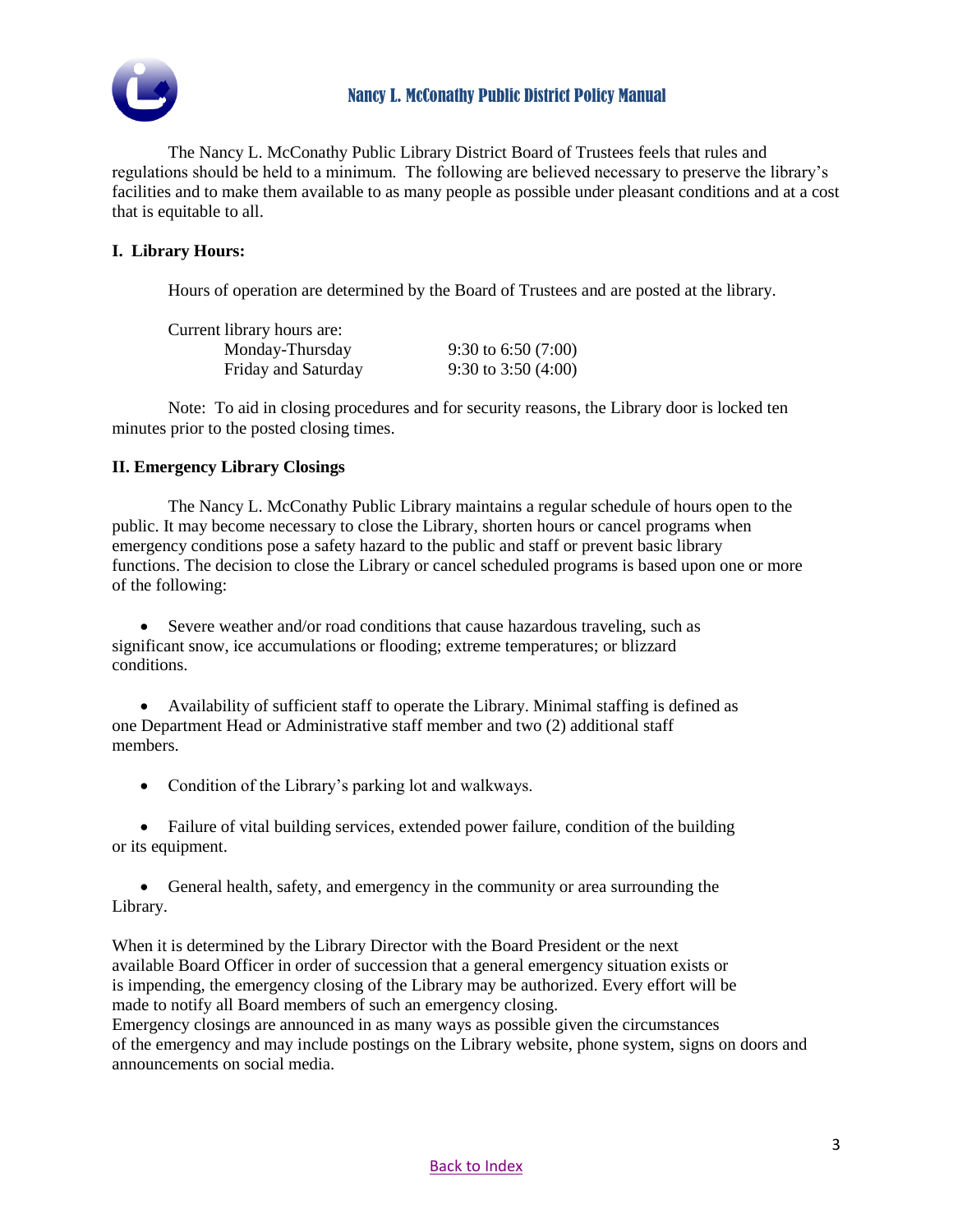The Nancy L. McConathy Public Library District Board of Trustees feels that rules and regulations should be held to a minimum. The following are believed necessary to preserve the library's facilities and to make them available to as many people as possible under pleasant conditions and at a cost that is equitable to all.

**I. Library Hours:**

Hours of operation are determined by the Board of Trustees and are posted at the library.

Current library hours are:

| | |
|---|---|
| Monday-Thursday | 9:30 to 6:50 (7:00) |
| Friday and Saturday | 9:30 to 3:50 (4:00) |

Note: To aid in closing procedures and for security reasons, the Library door is locked ten minutes prior to the posted closing times.

**II. Emergency Library Closings**

The Nancy L. McConathy Public Library maintains a regular schedule of hours open to the public. It may become necessary to close the Library, shorten hours or cancel programs when emergency conditions pose a safety hazard to the public and staff or prevent basic library functions. The decision to close the Library or cancel scheduled programs is based upon one or more of the following:

- Severe weather and/or road conditions that cause hazardous traveling, such as significant snow, ice accumulations or flooding; extreme temperatures; or blizzard conditions.
- Availability of sufficient staff to operate the Library. Minimal staffing is defined as one Department Head or Administrative staff member and two (2) additional staff members.
- Condition of the Library's parking lot and walkways.
- Failure of vital building services, extended power failure, condition of the building or its equipment.
- General health, safety, and emergency in the community or area surrounding the Library.

When it is determined by the Library Director with the Board President or the next available Board Officer in order of succession that a general emergency situation exists or is impending, the emergency closing of the Library may be authorized. Every effort will be made to notify all Board members of such an emergency closing.
Emergency closings are announced in as many ways as possible given the circumstances of the emergency and may include postings on the Library website, phone system, signs on doors and announcements on social media.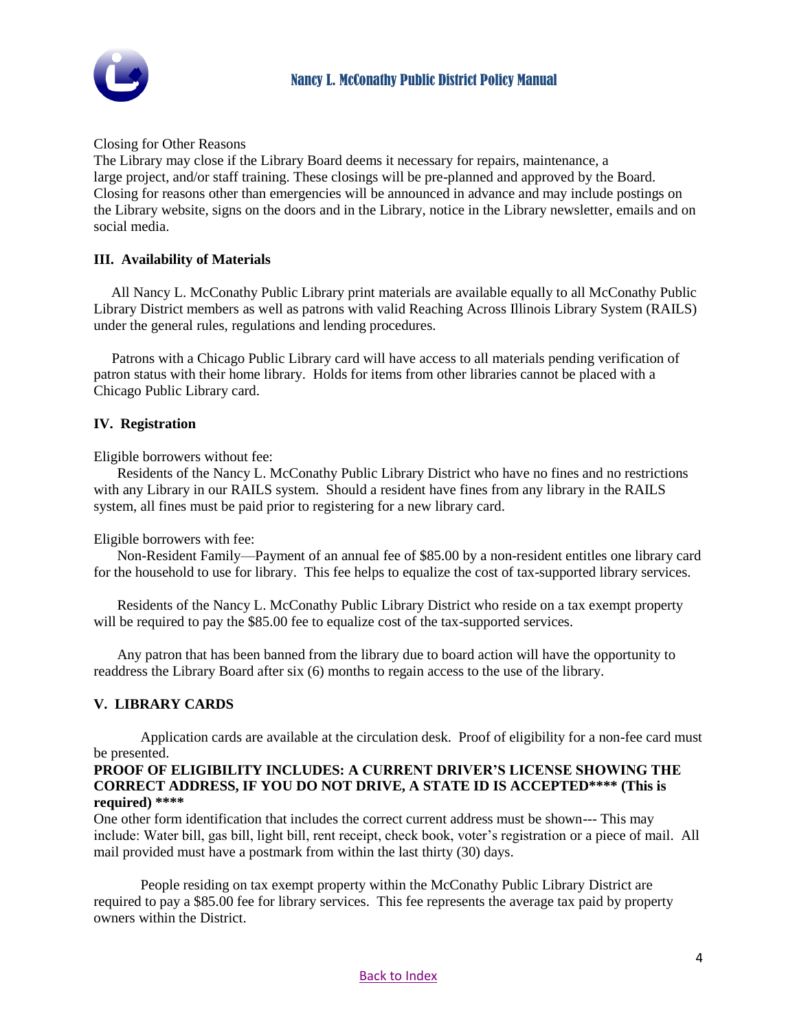Closing for Other Reasons

The Library may close if the Library Board deems it necessary for repairs, maintenance, a large project, and/or staff training. These closings will be pre-planned and approved by the Board. Closing for reasons other than emergencies will be announced in advance and may include postings on the Library website, signs on the doors and in the Library, notice in the Library newsletter, emails and on social media.

## III. Availability of Materials

All Nancy L. McConathy Public Library print materials are available equally to all McConathy Public Library District members as well as patrons with valid Reaching Across Illinois Library System (RAILS) under the general rules, regulations and lending procedures.

Patrons with a Chicago Public Library card will have access to all materials pending verification of patron status with their home library. Holds for items from other libraries cannot be placed with a Chicago Public Library card.

## IV. Registration

Eligible borrowers without fee:

Residents of the Nancy L. McConathy Public Library District who have no fines and no restrictions with any Library in our RAILS system. Should a resident have fines from any library in the RAILS system, all fines must be paid prior to registering for a new library card.

Eligible borrowers with fee:

Non-Resident Family—Payment of an annual fee of $85.00 by a non-resident entitles one library card for the household to use for library. This fee helps to equalize the cost of tax-supported library services.

Residents of the Nancy L. McConathy Public Library District who reside on a tax exempt property will be required to pay the $85.00 fee to equalize cost of the tax-supported services.

Any patron that has been banned from the library due to board action will have the opportunity to readdress the Library Board after six (6) months to regain access to the use of the library.

## V. LIBRARY CARDS

Application cards are available at the circulation desk. Proof of eligibility for a non-fee card must be presented.

**PROOF OF ELIGIBILITY INCLUDES: A CURRENT DRIVER'S LICENSE SHOWING THE CORRECT ADDRESS, IF YOU DO NOT DRIVE, A STATE ID IS ACCEPTED**** (This is required) ****

One other form identification that includes the correct current address must be shown--- This may include: Water bill, gas bill, light bill, rent receipt, check book, voter's registration or a piece of mail. All mail provided must have a postmark from within the last thirty (30) days.

People residing on tax exempt property within the McConathy Public Library District are required to pay a $85.00 fee for library services. This fee represents the average tax paid by property owners within the District.

[Back to Index]()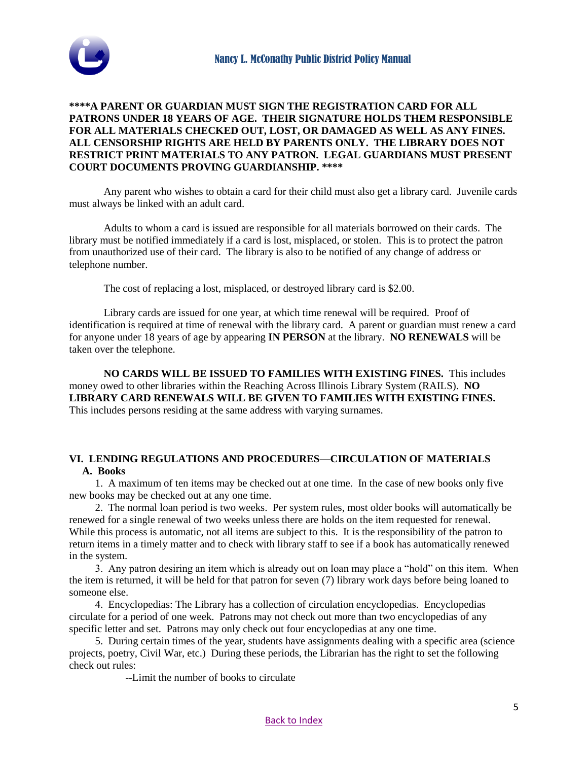**\*\*\*\*A PARENT OR GUARDIAN MUST SIGN THE REGISTRATION CARD FOR ALL PATRONS UNDER 18 YEARS OF AGE. THEIR SIGNATURE HOLDS THEM RESPONSIBLE FOR ALL MATERIALS CHECKED OUT, LOST, OR DAMAGED AS WELL AS ANY FINES. ALL CENSORSHIP RIGHTS ARE HELD BY PARENTS ONLY. THE LIBRARY DOES NOT RESTRICT PRINT MATERIALS TO ANY PATRON. LEGAL GUARDIANS MUST PRESENT COURT DOCUMENTS PROVING GUARDIANSHIP. \*\*\*\***

Any parent who wishes to obtain a card for their child must also get a library card. Juvenile cards must always be linked with an adult card.

Adults to whom a card is issued are responsible for all materials borrowed on their cards. The library must be notified immediately if a card is lost, misplaced, or stolen. This is to protect the patron from unauthorized use of their card. The library is also to be notified of any change of address or telephone number.

The cost of replacing a lost, misplaced, or destroyed library card is $2.00.

Library cards are issued for one year, at which time renewal will be required. Proof of identification is required at time of renewal with the library card. A parent or guardian must renew a card for anyone under 18 years of age by appearing **IN PERSON** at the library. **NO RENEWALS** will be taken over the telephone.

**NO CARDS WILL BE ISSUED TO FAMILIES WITH EXISTING FINES.** This includes money owed to other libraries within the Reaching Across Illinois Library System (RAILS). **NO LIBRARY CARD RENEWALS WILL BE GIVEN TO FAMILIES WITH EXISTING FINES.** This includes persons residing at the same address with varying surnames.

## VI. LENDING REGULATIONS AND PROCEDURES—CIRCULATION OF MATERIALS

### A. Books

1. A maximum of ten items may be checked out at one time. In the case of new books only five new books may be checked out at any one time.
2. The normal loan period is two weeks. Per system rules, most older books will automatically be renewed for a single renewal of two weeks unless there are holds on the item requested for renewal. While this process is automatic, not all items are subject to this. It is the responsibility of the patron to return items in a timely matter and to check with library staff to see if a book has automatically renewed in the system.
3. Any patron desiring an item which is already out on loan may place a "hold" on this item. When the item is returned, it will be held for that patron for seven (7) library work days before being loaned to someone else.
4. Encyclopedias: The Library has a collection of circulation encyclopedias. Encyclopedias circulate for a period of one week. Patrons may not check out more than two encyclopedias of any specific letter and set. Patrons may only check out four encyclopedias at any one time.
5. During certain times of the year, students have assignments dealing with a specific area (science projects, poetry, Civil War, etc.) During these periods, the Librarian has the right to set the following check out rules:

    --Limit the number of books to circulate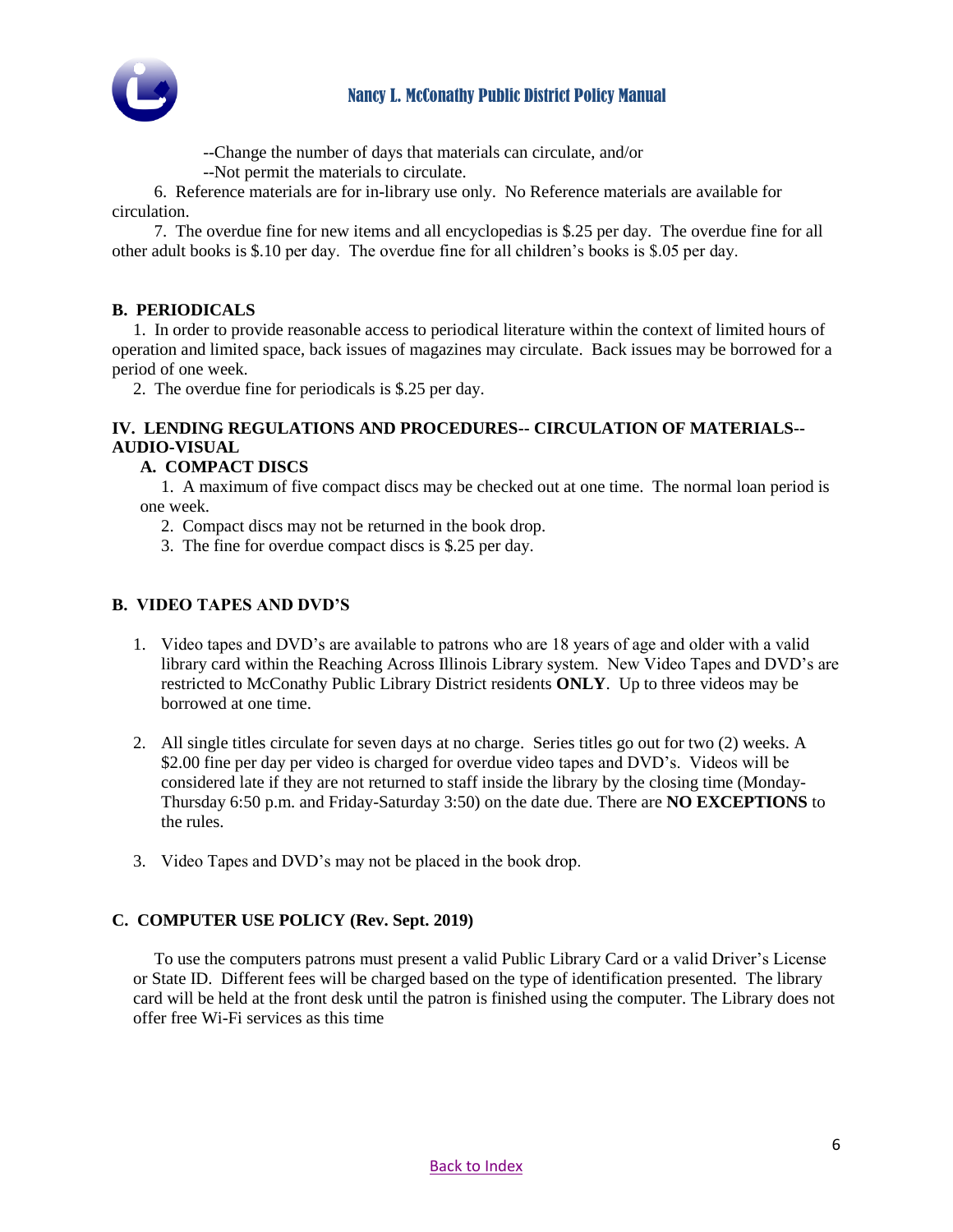--Change the number of days that materials can circulate, and/or

--Not permit the materials to circulate.

6. Reference materials are for in-library use only. No Reference materials are available for circulation.

7. The overdue fine for new items and all encyclopedias is $.25 per day. The overdue fine for all other adult books is $.10 per day. The overdue fine for all children's books is $.05 per day.

### B. PERIODICALS

1. In order to provide reasonable access to periodical literature within the context of limited hours of operation and limited space, back issues of magazines may circulate. Back issues may be borrowed for a period of one week.

2. The overdue fine for periodicals is $.25 per day.

## IV. LENDING REGULATIONS AND PROCEDURES-- CIRCULATION OF MATERIALS-- AUDIO-VISUAL

### A. COMPACT DISCS

1. A maximum of five compact discs may be checked out at one time. The normal loan period is one week.
2. Compact discs may not be returned in the book drop.
3. The fine for overdue compact discs is $.25 per day.

### B. VIDEO TAPES AND DVD'S

1. Video tapes and DVD's are available to patrons who are 18 years of age and older with a valid library card within the Reaching Across Illinois Library system. New Video Tapes and DVD's are restricted to McConathy Public Library District residents **ONLY**. Up to three videos may be borrowed at one time.

2. All single titles circulate for seven days at no charge. Series titles go out for two (2) weeks. A $2.00 fine per day per video is charged for overdue video tapes and DVD's. Videos will be considered late if they are not returned to staff inside the library by the closing time (Monday-Thursday 6:50 p.m. and Friday-Saturday 3:50) on the date due. There are **NO EXCEPTIONS** to the rules.

3. Video Tapes and DVD's may not be placed in the book drop.

### C. COMPUTER USE POLICY (Rev. Sept. 2019)

To use the computers patrons must present a valid Public Library Card or a valid Driver's License or State ID. Different fees will be charged based on the type of identification presented. The library card will be held at the front desk until the patron is finished using the computer. The Library does not offer free Wi-Fi services as this time

Back to Index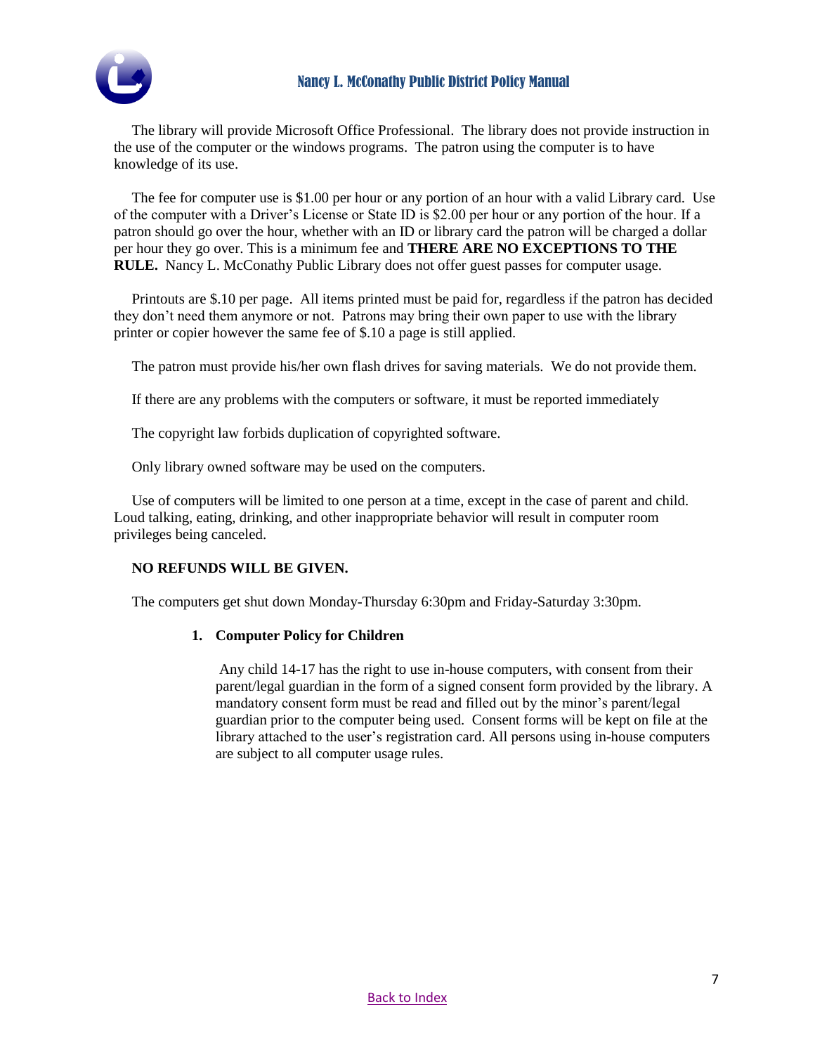The library will provide Microsoft Office Professional. The library does not provide instruction in the use of the computer or the windows programs. The patron using the computer is to have knowledge of its use.

The fee for computer use is $1.00 per hour or any portion of an hour with a valid Library card. Use of the computer with a Driver's License or State ID is $2.00 per hour or any portion of the hour. If a patron should go over the hour, whether with an ID or library card the patron will be charged a dollar per hour they go over. This is a minimum fee and **THERE ARE NO EXCEPTIONS TO THE RULE.** Nancy L. McConathy Public Library does not offer guest passes for computer usage.

Printouts are $.10 per page. All items printed must be paid for, regardless if the patron has decided they don't need them anymore or not. Patrons may bring their own paper to use with the library printer or copier however the same fee of $.10 a page is still applied.

The patron must provide his/her own flash drives for saving materials. We do not provide them.

If there are any problems with the computers or software, it must be reported immediately

The copyright law forbids duplication of copyrighted software.

Only library owned software may be used on the computers.

Use of computers will be limited to one person at a time, except in the case of parent and child. Loud talking, eating, drinking, and other inappropriate behavior will result in computer room privileges being canceled.

**NO REFUNDS WILL BE GIVEN.**

The computers get shut down Monday-Thursday 6:30pm and Friday-Saturday 3:30pm.

1. **Computer Policy for Children**

   Any child 14-17 has the right to use in-house computers, with consent from their parent/legal guardian in the form of a signed consent form provided by the library. A mandatory consent form must be read and filled out by the minor's parent/legal guardian prior to the computer being used. Consent forms will be kept on file at the library attached to the user's registration card. All persons using in-house computers are subject to all computer usage rules.

Back to Index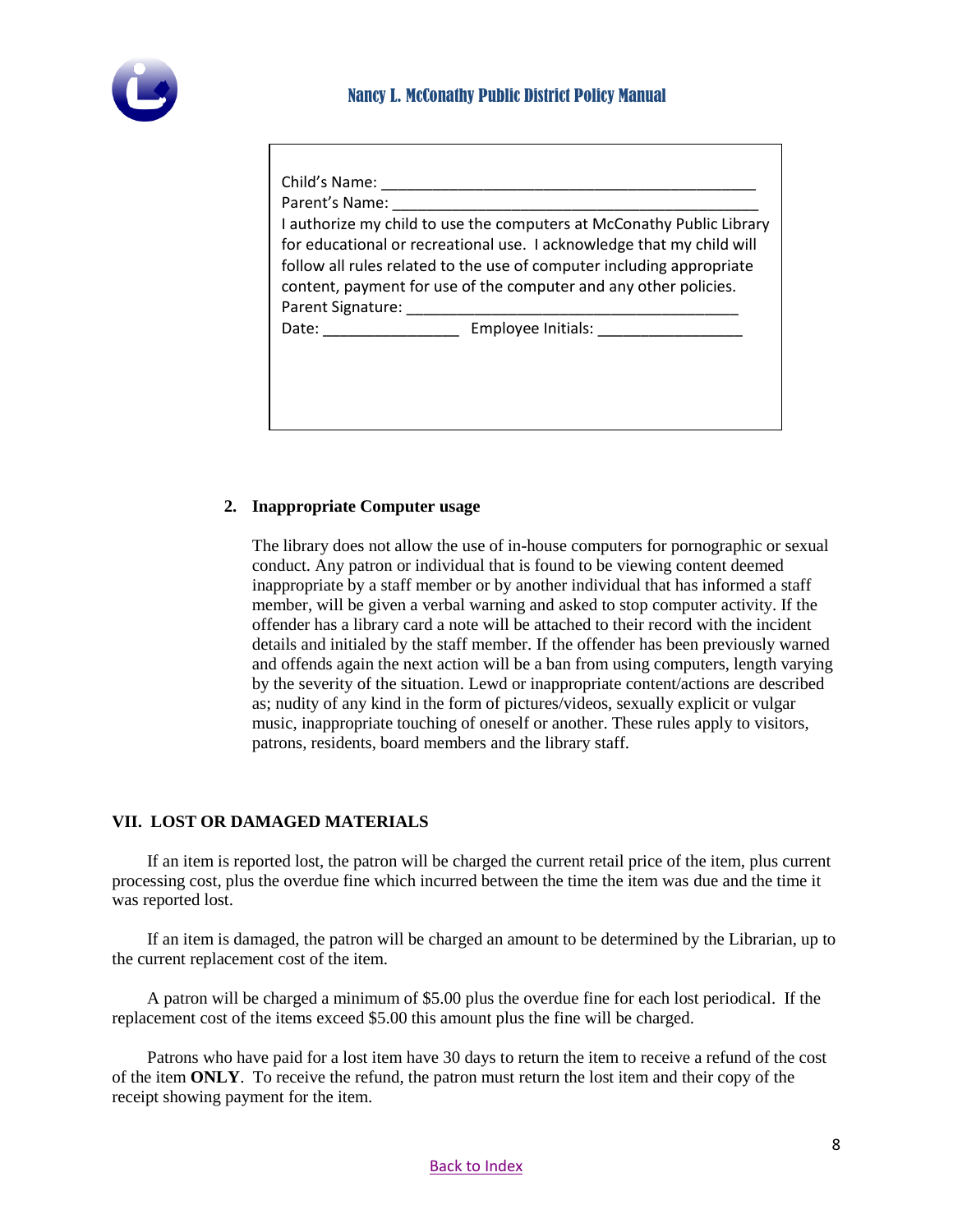Child's Name: ____________________________________________

Parent's Name: ____________________________________________

I authorize my child to use the computers at McConathy Public Library for educational or recreational use. I acknowledge that my child will follow all rules related to the use of computer including appropriate content, payment for use of the computer and any other policies.

Parent Signature: _______________________________________

Date: ________________ Employee Initials: _________________

2. **Inappropriate Computer usage**

   The library does not allow the use of in-house computers for pornographic or sexual conduct. Any patron or individual that is found to be viewing content deemed inappropriate by a staff member or by another individual that has informed a staff member, will be given a verbal warning and asked to stop computer activity. If the offender has a library card a note will be attached to their record with the incident details and initialed by the staff member. If the offender has been previously warned and offends again the next action will be a ban from using computers, length varying by the severity of the situation. Lewd or inappropriate content/actions are described as; nudity of any kind in the form of pictures/videos, sexually explicit or vulgar music, inappropriate touching of oneself or another. These rules apply to visitors, patrons, residents, board members and the library staff.

## VII. LOST OR DAMAGED MATERIALS

If an item is reported lost, the patron will be charged the current retail price of the item, plus current processing cost, plus the overdue fine which incurred between the time the item was due and the time it was reported lost.

If an item is damaged, the patron will be charged an amount to be determined by the Librarian, up to the current replacement cost of the item.

A patron will be charged a minimum of $5.00 plus the overdue fine for each lost periodical. If the replacement cost of the items exceed $5.00 this amount plus the fine will be charged.

Patrons who have paid for a lost item have 30 days to return the item to receive a refund of the cost of the item **ONLY**. To receive the refund, the patron must return the lost item and their copy of the receipt showing payment for the item.

Back to Index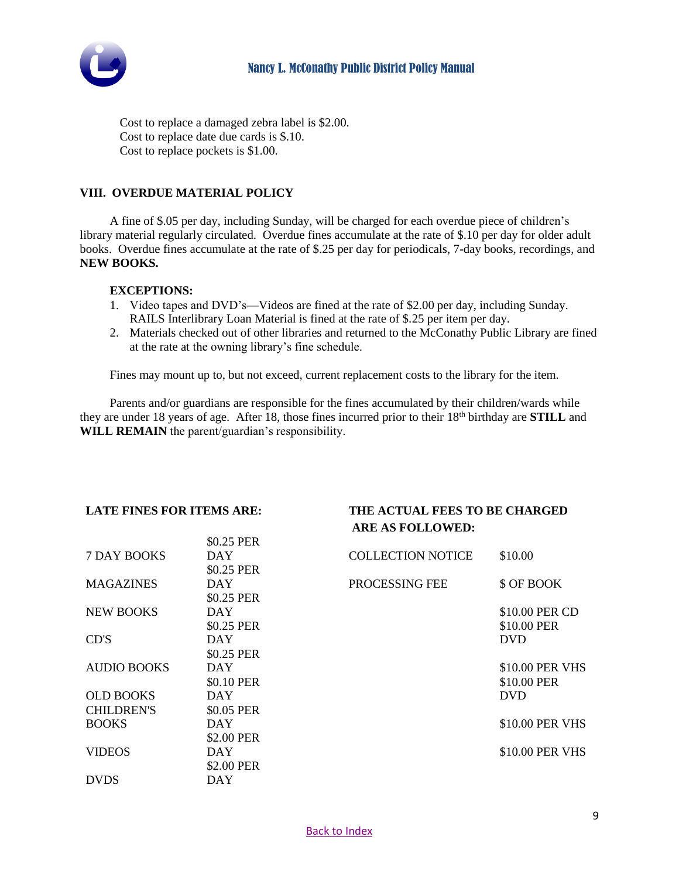Cost to replace a damaged zebra label is $2.00.
Cost to replace date due cards is $.10.
Cost to replace pockets is $1.00.

### VIII. OVERDUE MATERIAL POLICY

A fine of $.05 per day, including Sunday, will be charged for each overdue piece of children's library material regularly circulated. Overdue fines accumulate at the rate of $.10 per day for older adult books. Overdue fines accumulate at the rate of $.25 per day for periodicals, 7-day books, recordings, and **NEW BOOKS.**

**EXCEPTIONS:**

1. Video tapes and DVD's—Videos are fined at the rate of $2.00 per day, including Sunday. RAILS Interlibrary Loan Material is fined at the rate of $.25 per item per day.
2. Materials checked out of other libraries and returned to the McConathy Public Library are fined at the rate at the owning library's fine schedule.

Fines may mount up to, but not exceed, current replacement costs to the library for the item.

Parents and/or guardians are responsible for the fines accumulated by their children/wards while they are under 18 years of age. After 18, those fines incurred prior to their 18th birthday are **STILL** and **WILL REMAIN** the parent/guardian's responsibility.

| LATE FINES FOR ITEMS ARE: | | THE ACTUAL FEES TO BE CHARGED ARE AS FOLLOWED: | |
|---|---|---|---|
| 7 DAY BOOKS | $0.25 PER DAY | COLLECTION NOTICE | $10.00 |
| MAGAZINES | $0.25 PER DAY | PROCESSING FEE | $ OF BOOK |
| NEW BOOKS | $0.25 PER DAY | | $10.00 PER CD |
| CD'S | $0.25 PER DAY | | $10.00 PER DVD |
| AUDIO BOOKS | $0.25 PER DAY | | $10.00 PER VHS |
| OLD BOOKS | $0.10 PER DAY | | $10.00 PER DVD |
| CHILDREN'S BOOKS | $0.05 PER DAY | | $10.00 PER VHS |
| VIDEOS | $2.00 PER DAY | | $10.00 PER VHS |
| DVDS | $2.00 PER DAY | | |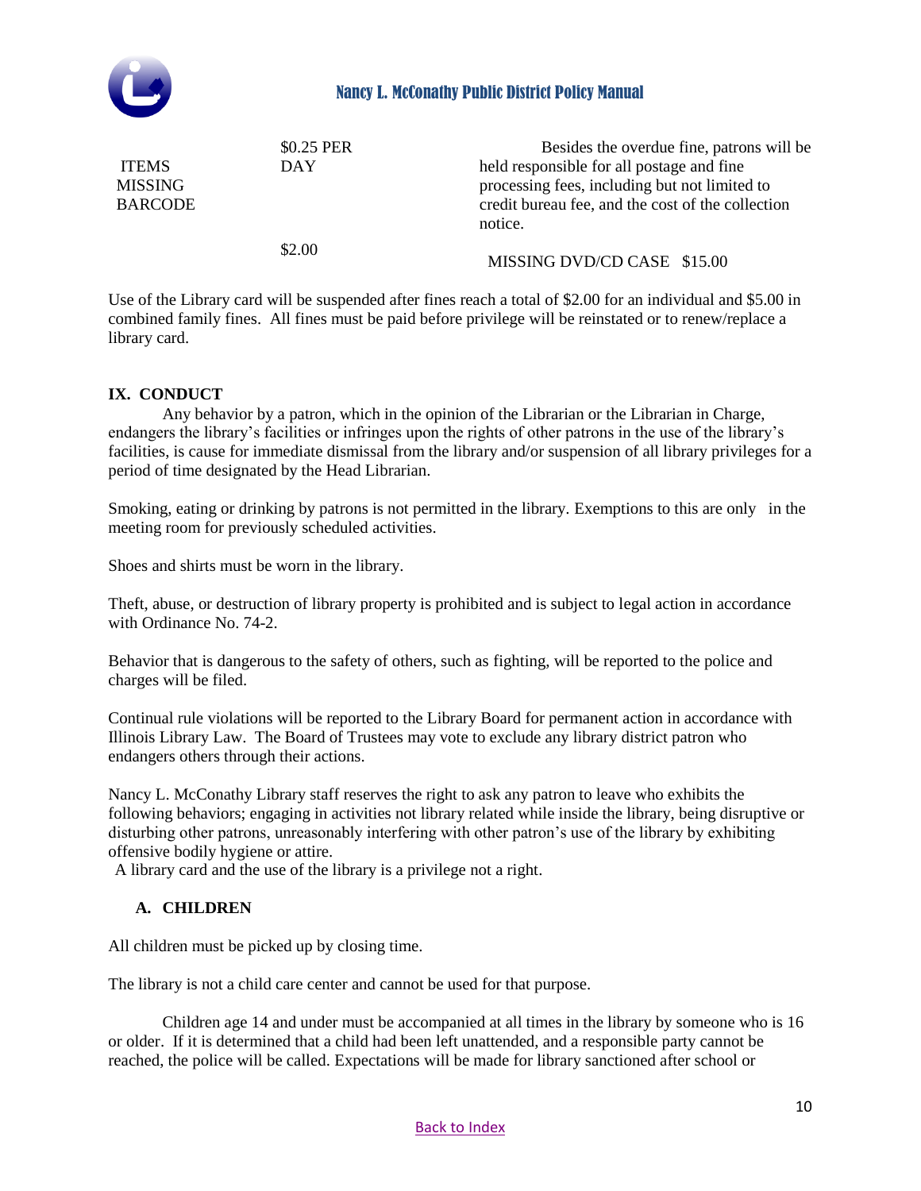| | | |
|---|---|---|
| ITEMS MISSING BARCODE | \$0.25 PER DAY | Besides the overdue fine, patrons will be held responsible for all postage and fine processing fees, including but not limited to credit bureau fee, and the cost of the collection notice. |
| | \$2.00 | MISSING DVD/CD CASE \$15.00 |

Use of the Library card will be suspended after fines reach a total of \$2.00 for an individual and \$5.00 in combined family fines. All fines must be paid before privilege will be reinstated or to renew/replace a library card.

## IX. CONDUCT

Any behavior by a patron, which in the opinion of the Librarian or the Librarian in Charge, endangers the library's facilities or infringes upon the rights of other patrons in the use of the library's facilities, is cause for immediate dismissal from the library and/or suspension of all library privileges for a period of time designated by the Head Librarian.

Smoking, eating or drinking by patrons is not permitted in the library. Exemptions to this are only in the meeting room for previously scheduled activities.

Shoes and shirts must be worn in the library.

Theft, abuse, or destruction of library property is prohibited and is subject to legal action in accordance with Ordinance No. 74-2.

Behavior that is dangerous to the safety of others, such as fighting, will be reported to the police and charges will be filed.

Continual rule violations will be reported to the Library Board for permanent action in accordance with Illinois Library Law. The Board of Trustees may vote to exclude any library district patron who endangers others through their actions.

Nancy L. McConathy Library staff reserves the right to ask any patron to leave who exhibits the following behaviors; engaging in activities not library related while inside the library, being disruptive or disturbing other patrons, unreasonably interfering with other patron's use of the library by exhibiting offensive bodily hygiene or attire.

A library card and the use of the library is a privilege not a right.

### A. CHILDREN

All children must be picked up by closing time.

The library is not a child care center and cannot be used for that purpose.

Children age 14 and under must be accompanied at all times in the library by someone who is 16 or older. If it is determined that a child had been left unattended, and a responsible party cannot be reached, the police will be called. Expectations will be made for library sanctioned after school or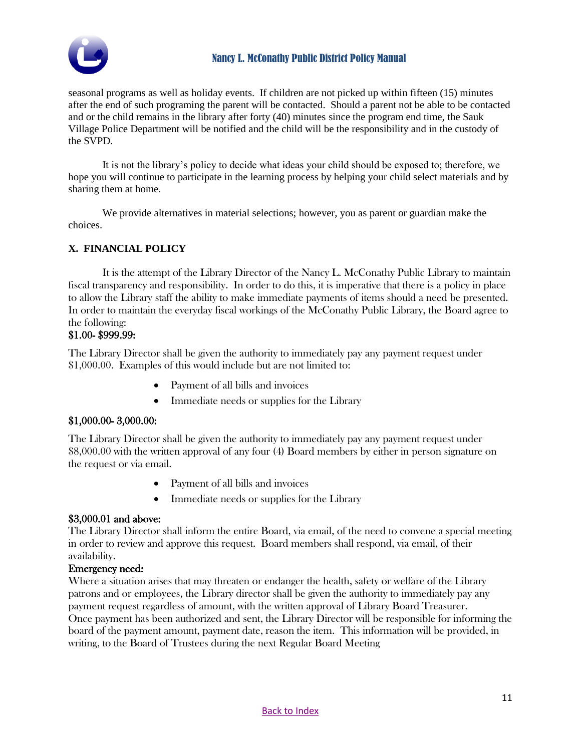seasonal programs as well as holiday events. If children are not picked up within fifteen (15) minutes after the end of such programing the parent will be contacted. Should a parent not be able to be contacted and or the child remains in the library after forty (40) minutes since the program end time, the Sauk Village Police Department will be notified and the child will be the responsibility and in the custody of the SVPD.

It is not the library's policy to decide what ideas your child should be exposed to; therefore, we hope you will continue to participate in the learning process by helping your child select materials and by sharing them at home.

We provide alternatives in material selections; however, you as parent or guardian make the choices.

## X. FINANCIAL POLICY

It is the attempt of the Library Director of the Nancy L. McConathy Public Library to maintain fiscal transparency and responsibility. In order to do this, it is imperative that there is a policy in place to allow the Library staff the ability to make immediate payments of items should a need be presented. In order to maintain the everyday fiscal workings of the McConathy Public Library, the Board agree to the following:

### $1.00- $999.99:

The Library Director shall be given the authority to immediately pay any payment request under $1,000.00. Examples of this would include but are not limited to:

- Payment of all bills and invoices
- Immediate needs or supplies for the Library

### $1,000.00- 3,000.00:

The Library Director shall be given the authority to immediately pay any payment request under $8,000.00 with the written approval of any four (4) Board members by either in person signature on the request or via email.

- Payment of all bills and invoices
- Immediate needs or supplies for the Library

### $3,000.01 and above:

The Library Director shall inform the entire Board, via email, of the need to convene a special meeting in order to review and approve this request. Board members shall respond, via email, of their availability.

### Emergency need:

Where a situation arises that may threaten or endanger the health, safety or welfare of the Library patrons and or employees, the Library director shall be given the authority to immediately pay any payment request regardless of amount, with the written approval of Library Board Treasurer.
Once payment has been authorized and sent, the Library Director will be responsible for informing the board of the payment amount, payment date, reason the item. This information will be provided, in writing, to the Board of Trustees during the next Regular Board Meeting

Back to Index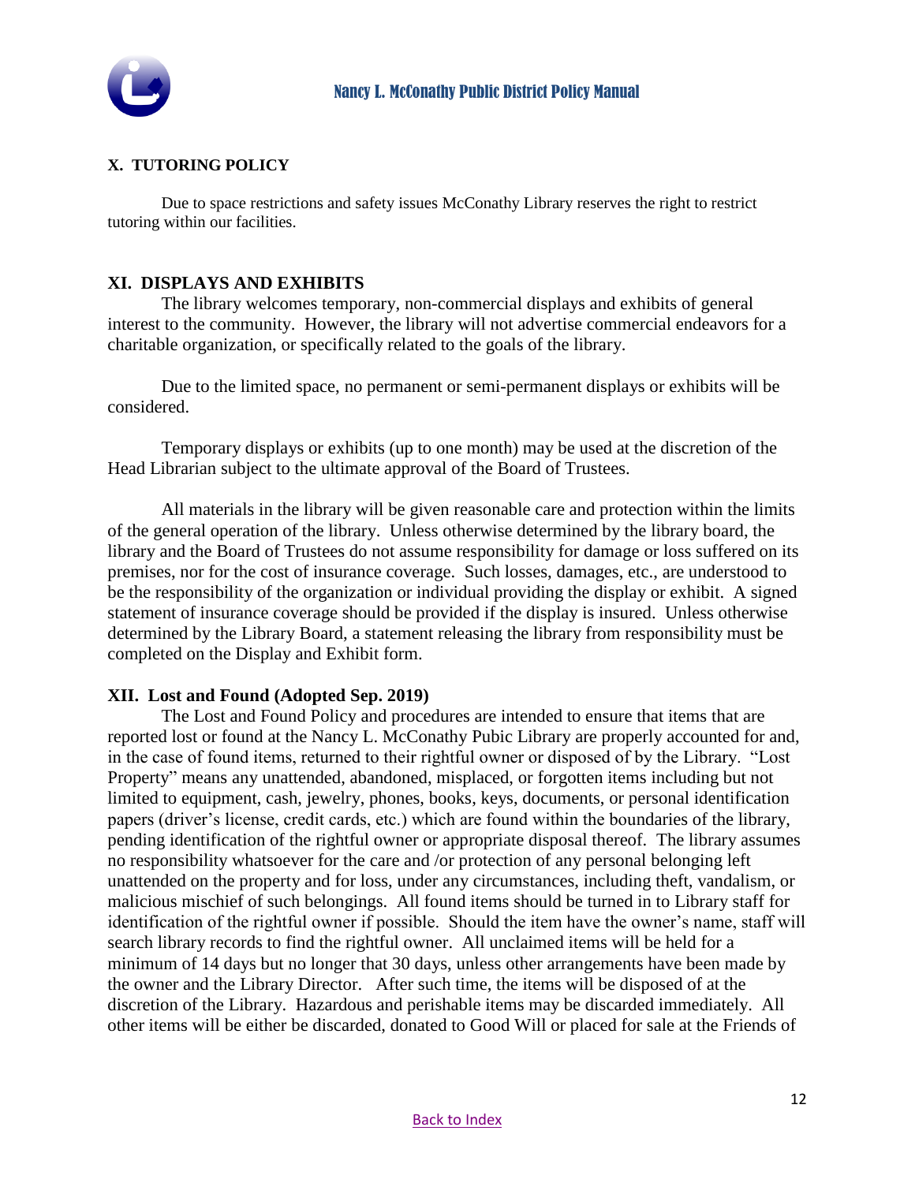## X. TUTORING POLICY

Due to space restrictions and safety issues McConathy Library reserves the right to restrict tutoring within our facilities.

## XI. DISPLAYS AND EXHIBITS

The library welcomes temporary, non-commercial displays and exhibits of general interest to the community. However, the library will not advertise commercial endeavors for a charitable organization, or specifically related to the goals of the library.

Due to the limited space, no permanent or semi-permanent displays or exhibits will be considered.

Temporary displays or exhibits (up to one month) may be used at the discretion of the Head Librarian subject to the ultimate approval of the Board of Trustees.

All materials in the library will be given reasonable care and protection within the limits of the general operation of the library. Unless otherwise determined by the library board, the library and the Board of Trustees do not assume responsibility for damage or loss suffered on its premises, nor for the cost of insurance coverage. Such losses, damages, etc., are understood to be the responsibility of the organization or individual providing the display or exhibit. A signed statement of insurance coverage should be provided if the display is insured. Unless otherwise determined by the Library Board, a statement releasing the library from responsibility must be completed on the Display and Exhibit form.

## XII. Lost and Found (Adopted Sep. 2019)

The Lost and Found Policy and procedures are intended to ensure that items that are reported lost or found at the Nancy L. McConathy Pubic Library are properly accounted for and, in the case of found items, returned to their rightful owner or disposed of by the Library. "Lost Property" means any unattended, abandoned, misplaced, or forgotten items including but not limited to equipment, cash, jewelry, phones, books, keys, documents, or personal identification papers (driver's license, credit cards, etc.) which are found within the boundaries of the library, pending identification of the rightful owner or appropriate disposal thereof. The library assumes no responsibility whatsoever for the care and /or protection of any personal belonging left unattended on the property and for loss, under any circumstances, including theft, vandalism, or malicious mischief of such belongings. All found items should be turned in to Library staff for identification of the rightful owner if possible. Should the item have the owner's name, staff will search library records to find the rightful owner. All unclaimed items will be held for a minimum of 14 days but no longer that 30 days, unless other arrangements have been made by the owner and the Library Director. After such time, the items will be disposed of at the discretion of the Library. Hazardous and perishable items may be discarded immediately. All other items will be either be discarded, donated to Good Will or placed for sale at the Friends of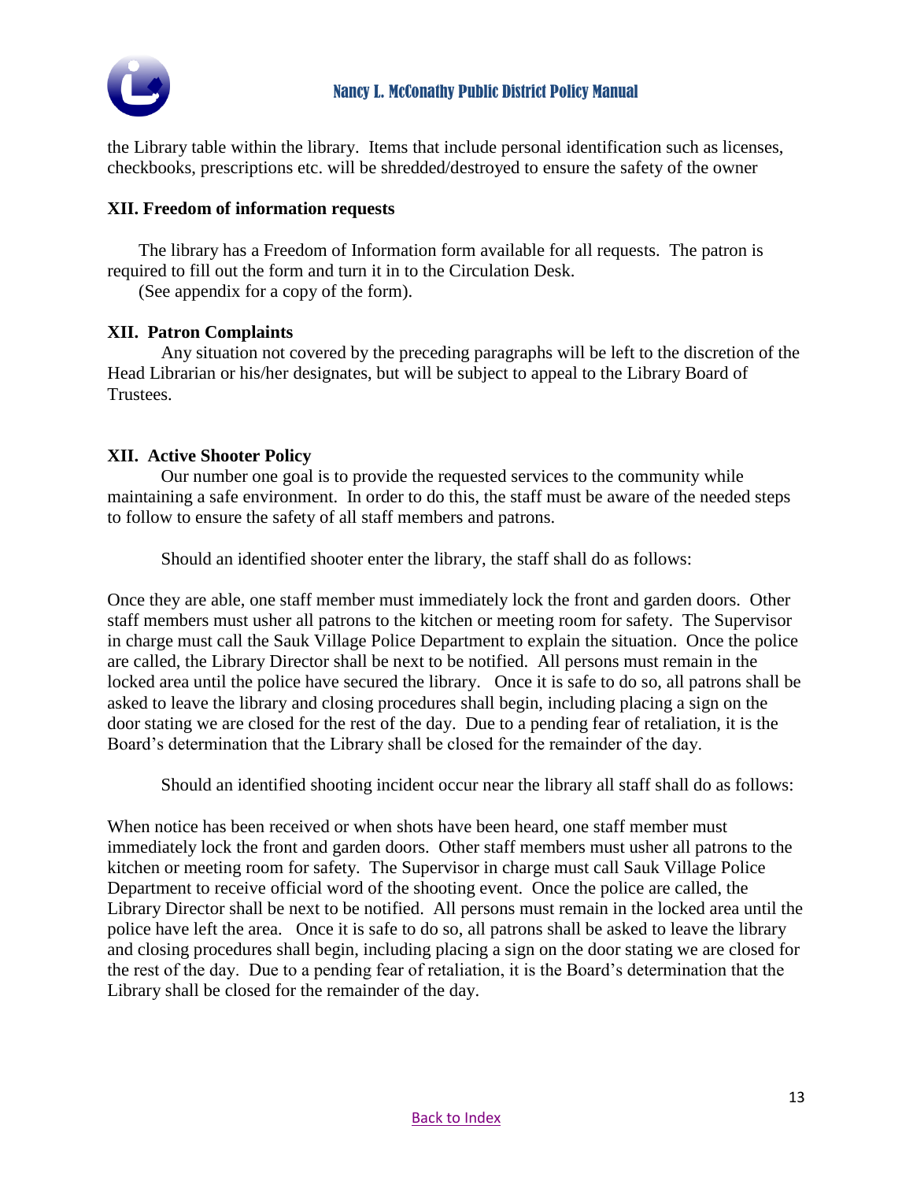the Library table within the library. Items that include personal identification such as licenses, checkbooks, prescriptions etc. will be shredded/destroyed to ensure the safety of the owner

**XII. Freedom of information requests**

The library has a Freedom of Information form available for all requests. The patron is required to fill out the form and turn it in to the Circulation Desk.
(See appendix for a copy of the form).

**XII. Patron Complaints**

Any situation not covered by the preceding paragraphs will be left to the discretion of the Head Librarian or his/her designates, but will be subject to appeal to the Library Board of Trustees.

**XII. Active Shooter Policy**

Our number one goal is to provide the requested services to the community while maintaining a safe environment. In order to do this, the staff must be aware of the needed steps to follow to ensure the safety of all staff members and patrons.

Should an identified shooter enter the library, the staff shall do as follows:

Once they are able, one staff member must immediately lock the front and garden doors. Other staff members must usher all patrons to the kitchen or meeting room for safety. The Supervisor in charge must call the Sauk Village Police Department to explain the situation. Once the police are called, the Library Director shall be next to be notified. All persons must remain in the locked area until the police have secured the library. Once it is safe to do so, all patrons shall be asked to leave the library and closing procedures shall begin, including placing a sign on the door stating we are closed for the rest of the day. Due to a pending fear of retaliation, it is the Board's determination that the Library shall be closed for the remainder of the day.

Should an identified shooting incident occur near the library all staff shall do as follows:

When notice has been received or when shots have been heard, one staff member must immediately lock the front and garden doors. Other staff members must usher all patrons to the kitchen or meeting room for safety. The Supervisor in charge must call Sauk Village Police Department to receive official word of the shooting event. Once the police are called, the Library Director shall be next to be notified. All persons must remain in the locked area until the police have left the area. Once it is safe to do so, all patrons shall be asked to leave the library and closing procedures shall begin, including placing a sign on the door stating we are closed for the rest of the day. Due to a pending fear of retaliation, it is the Board's determination that the Library shall be closed for the remainder of the day.

Back to Index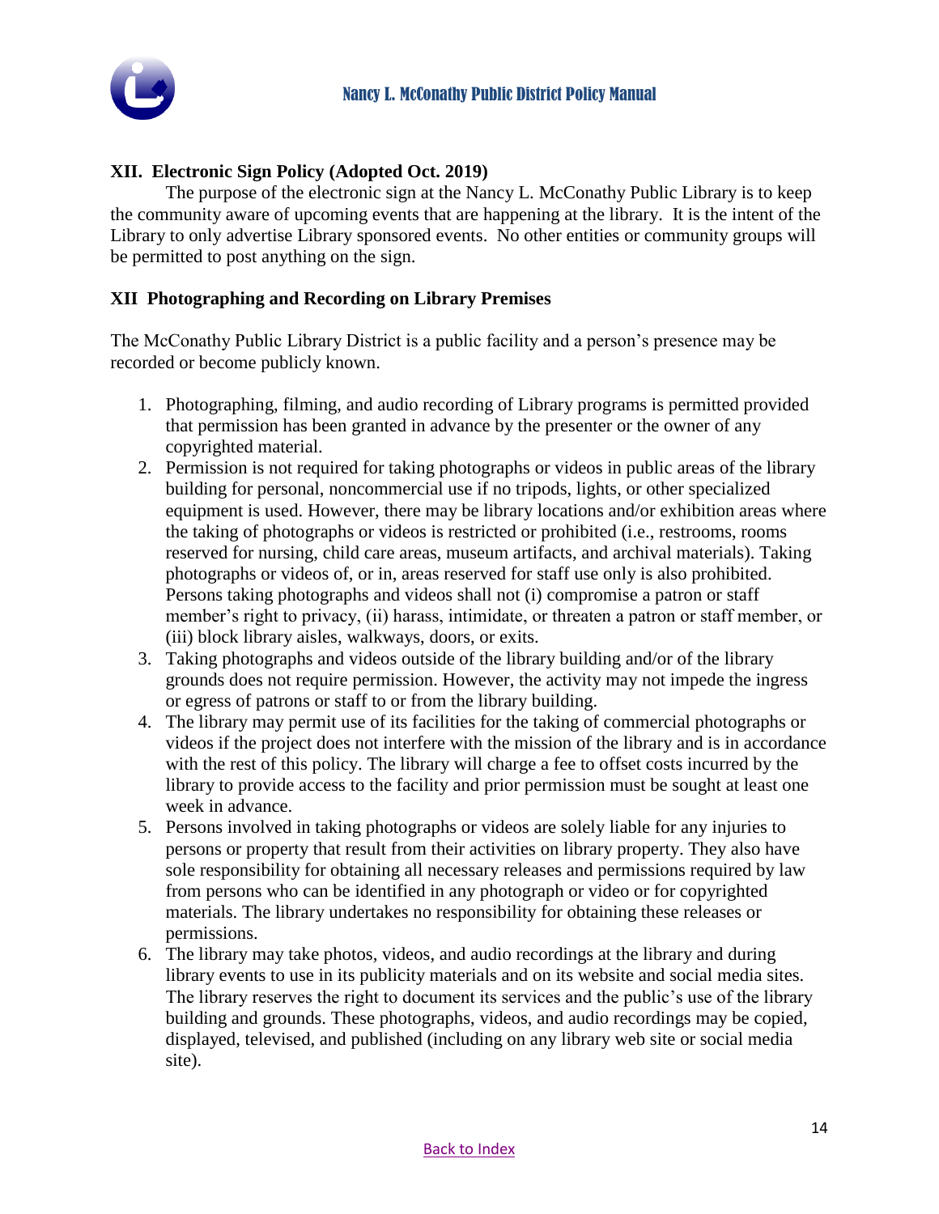## XII. Electronic Sign Policy (Adopted Oct. 2019)

The purpose of the electronic sign at the Nancy L. McConathy Public Library is to keep the community aware of upcoming events that are happening at the library. It is the intent of the Library to only advertise Library sponsored events. No other entities or community groups will be permitted to post anything on the sign.

## XII Photographing and Recording on Library Premises

The McConathy Public Library District is a public facility and a person's presence may be recorded or become publicly known.

1. Photographing, filming, and audio recording of Library programs is permitted provided that permission has been granted in advance by the presenter or the owner of any copyrighted material.
2. Permission is not required for taking photographs or videos in public areas of the library building for personal, noncommercial use if no tripods, lights, or other specialized equipment is used. However, there may be library locations and/or exhibition areas where the taking of photographs or videos is restricted or prohibited (i.e., restrooms, rooms reserved for nursing, child care areas, museum artifacts, and archival materials). Taking photographs or videos of, or in, areas reserved for staff use only is also prohibited. Persons taking photographs and videos shall not (i) compromise a patron or staff member's right to privacy, (ii) harass, intimidate, or threaten a patron or staff member, or (iii) block library aisles, walkways, doors, or exits.
3. Taking photographs and videos outside of the library building and/or of the library grounds does not require permission. However, the activity may not impede the ingress or egress of patrons or staff to or from the library building.
4. The library may permit use of its facilities for the taking of commercial photographs or videos if the project does not interfere with the mission of the library and is in accordance with the rest of this policy. The library will charge a fee to offset costs incurred by the library to provide access to the facility and prior permission must be sought at least one week in advance.
5. Persons involved in taking photographs or videos are solely liable for any injuries to persons or property that result from their activities on library property. They also have sole responsibility for obtaining all necessary releases and permissions required by law from persons who can be identified in any photograph or video or for copyrighted materials. The library undertakes no responsibility for obtaining these releases or permissions.
6. The library may take photos, videos, and audio recordings at the library and during library events to use in its publicity materials and on its website and social media sites. The library reserves the right to document its services and the public's use of the library building and grounds. These photographs, videos, and audio recordings may be copied, displayed, televised, and published (including on any library web site or social media site).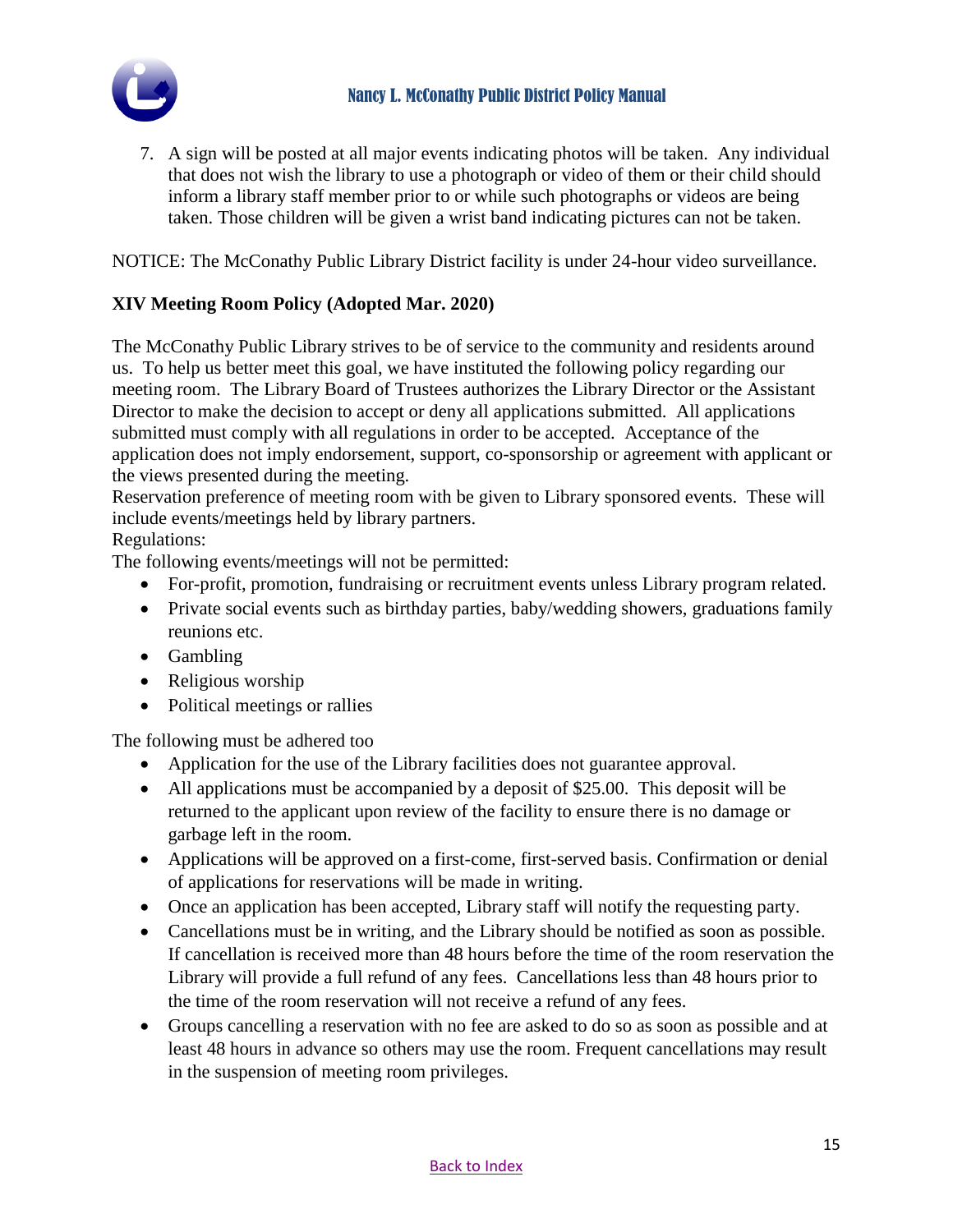7. A sign will be posted at all major events indicating photos will be taken. Any individual that does not wish the library to use a photograph or video of them or their child should inform a library staff member prior to or while such photographs or videos are being taken. Those children will be given a wrist band indicating pictures can not be taken.

NOTICE: The McConathy Public Library District facility is under 24-hour video surveillance.

## XIV Meeting Room Policy (Adopted Mar. 2020)

The McConathy Public Library strives to be of service to the community and residents around us. To help us better meet this goal, we have instituted the following policy regarding our meeting room. The Library Board of Trustees authorizes the Library Director or the Assistant Director to make the decision to accept or deny all applications submitted. All applications submitted must comply with all regulations in order to be accepted. Acceptance of the application does not imply endorsement, support, co-sponsorship or agreement with applicant or the views presented during the meeting.

Reservation preference of meeting room with be given to Library sponsored events. These will include events/meetings held by library partners.

Regulations:

The following events/meetings will not be permitted:

- For-profit, promotion, fundraising or recruitment events unless Library program related.
- Private social events such as birthday parties, baby/wedding showers, graduations family reunions etc.
- Gambling
- Religious worship
- Political meetings or rallies

The following must be adhered too

- Application for the use of the Library facilities does not guarantee approval.
- All applications must be accompanied by a deposit of $25.00. This deposit will be returned to the applicant upon review of the facility to ensure there is no damage or garbage left in the room.
- Applications will be approved on a first-come, first-served basis. Confirmation or denial of applications for reservations will be made in writing.
- Once an application has been accepted, Library staff will notify the requesting party.
- Cancellations must be in writing, and the Library should be notified as soon as possible. If cancellation is received more than 48 hours before the time of the room reservation the Library will provide a full refund of any fees. Cancellations less than 48 hours prior to the time of the room reservation will not receive a refund of any fees.
- Groups cancelling a reservation with no fee are asked to do so as soon as possible and at least 48 hours in advance so others may use the room. Frequent cancellations may result in the suspension of meeting room privileges.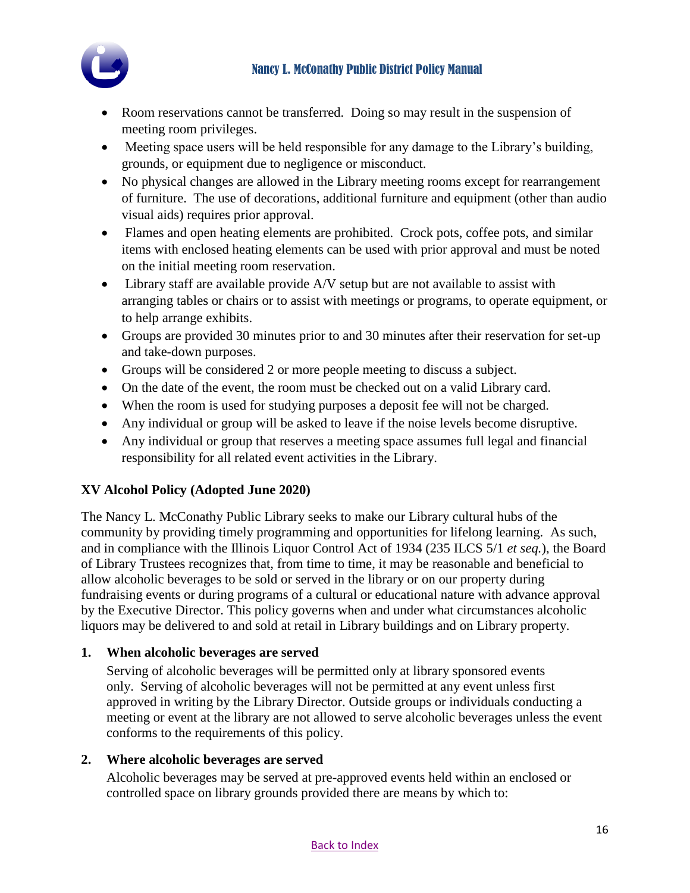- Room reservations cannot be transferred. Doing so may result in the suspension of meeting room privileges.
- Meeting space users will be held responsible for any damage to the Library's building, grounds, or equipment due to negligence or misconduct.
- No physical changes are allowed in the Library meeting rooms except for rearrangement of furniture. The use of decorations, additional furniture and equipment (other than audio visual aids) requires prior approval.
- Flames and open heating elements are prohibited. Crock pots, coffee pots, and similar items with enclosed heating elements can be used with prior approval and must be noted on the initial meeting room reservation.
- Library staff are available provide A/V setup but are not available to assist with arranging tables or chairs or to assist with meetings or programs, to operate equipment, or to help arrange exhibits.
- Groups are provided 30 minutes prior to and 30 minutes after their reservation for set-up and take-down purposes.
- Groups will be considered 2 or more people meeting to discuss a subject.
- On the date of the event, the room must be checked out on a valid Library card.
- When the room is used for studying purposes a deposit fee will not be charged.
- Any individual or group will be asked to leave if the noise levels become disruptive.
- Any individual or group that reserves a meeting space assumes full legal and financial responsibility for all related event activities in the Library.

## XV Alcohol Policy (Adopted June 2020)

The Nancy L. McConathy Public Library seeks to make our Library cultural hubs of the community by providing timely programming and opportunities for lifelong learning. As such, and in compliance with the Illinois Liquor Control Act of 1934 (235 ILCS 5/1 *et seq.*), the Board of Library Trustees recognizes that, from time to time, it may be reasonable and beneficial to allow alcoholic beverages to be sold or served in the library or on our property during fundraising events or during programs of a cultural or educational nature with advance approval by the Executive Director. This policy governs when and under what circumstances alcoholic liquors may be delivered to and sold at retail in Library buildings and on Library property.

**1. When alcoholic beverages are served**

Serving of alcoholic beverages will be permitted only at library sponsored events only. Serving of alcoholic beverages will not be permitted at any event unless first approved in writing by the Library Director. Outside groups or individuals conducting a meeting or event at the library are not allowed to serve alcoholic beverages unless the event conforms to the requirements of this policy.

**2. Where alcoholic beverages are served**

Alcoholic beverages may be served at pre-approved events held within an enclosed or controlled space on library grounds provided there are means by which to: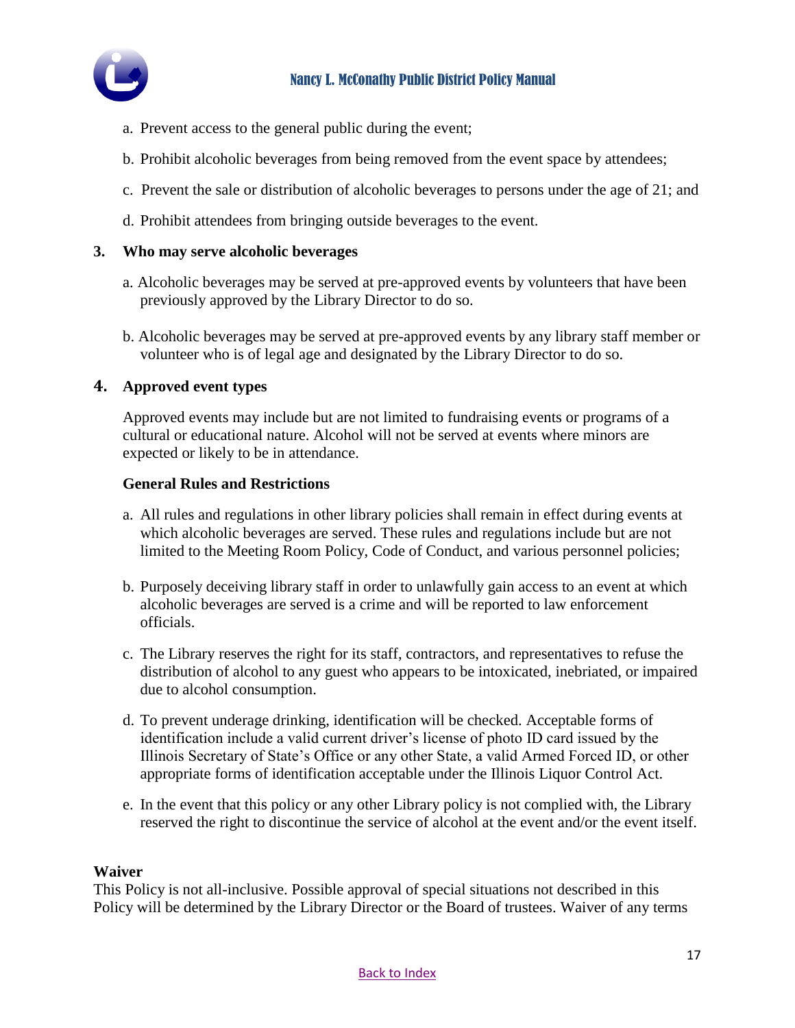a. Prevent access to the general public during the event;

b. Prohibit alcoholic beverages from being removed from the event space by attendees;

c. Prevent the sale or distribution of alcoholic beverages to persons under the age of 21; and

d. Prohibit attendees from bringing outside beverages to the event.

**3. Who may serve alcoholic beverages**

a. Alcoholic beverages may be served at pre-approved events by volunteers that have been previously approved by the Library Director to do so.

b. Alcoholic beverages may be served at pre-approved events by any library staff member or volunteer who is of legal age and designated by the Library Director to do so.

**4. Approved event types**

Approved events may include but are not limited to fundraising events or programs of a cultural or educational nature. Alcohol will not be served at events where minors are expected or likely to be in attendance.

**General Rules and Restrictions**

a. All rules and regulations in other library policies shall remain in effect during events at which alcoholic beverages are served. These rules and regulations include but are not limited to the Meeting Room Policy, Code of Conduct, and various personnel policies;

b. Purposely deceiving library staff in order to unlawfully gain access to an event at which alcoholic beverages are served is a crime and will be reported to law enforcement officials.

c. The Library reserves the right for its staff, contractors, and representatives to refuse the distribution of alcohol to any guest who appears to be intoxicated, inebriated, or impaired due to alcohol consumption.

d. To prevent underage drinking, identification will be checked. Acceptable forms of identification include a valid current driver's license of photo ID card issued by the Illinois Secretary of State's Office or any other State, a valid Armed Forced ID, or other appropriate forms of identification acceptable under the Illinois Liquor Control Act.

e. In the event that this policy or any other Library policy is not complied with, the Library reserved the right to discontinue the service of alcohol at the event and/or the event itself.

**Waiver**

This Policy is not all-inclusive. Possible approval of special situations not described in this Policy will be determined by the Library Director or the Board of trustees. Waiver of any terms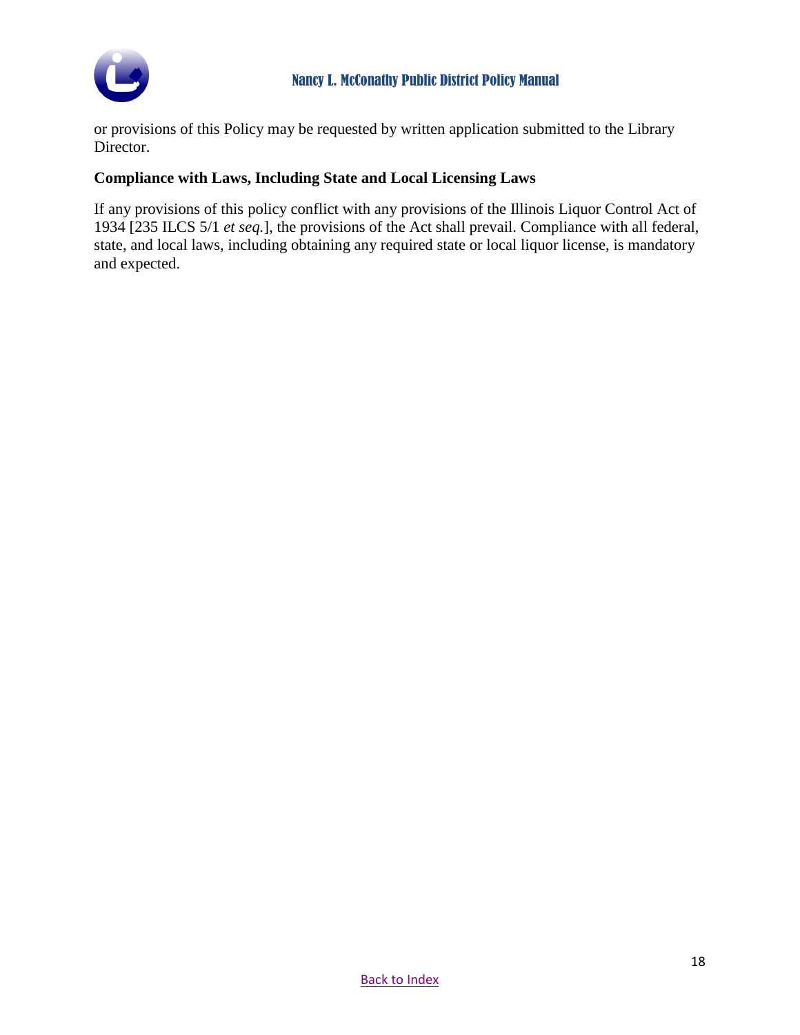or provisions of this Policy may be requested by written application submitted to the Library Director.

**Compliance with Laws, Including State and Local Licensing Laws**

If any provisions of this policy conflict with any provisions of the Illinois Liquor Control Act of 1934 [235 ILCS 5/1 *et seq.*], the provisions of the Act shall prevail. Compliance with all federal, state, and local laws, including obtaining any required state or local liquor license, is mandatory and expected.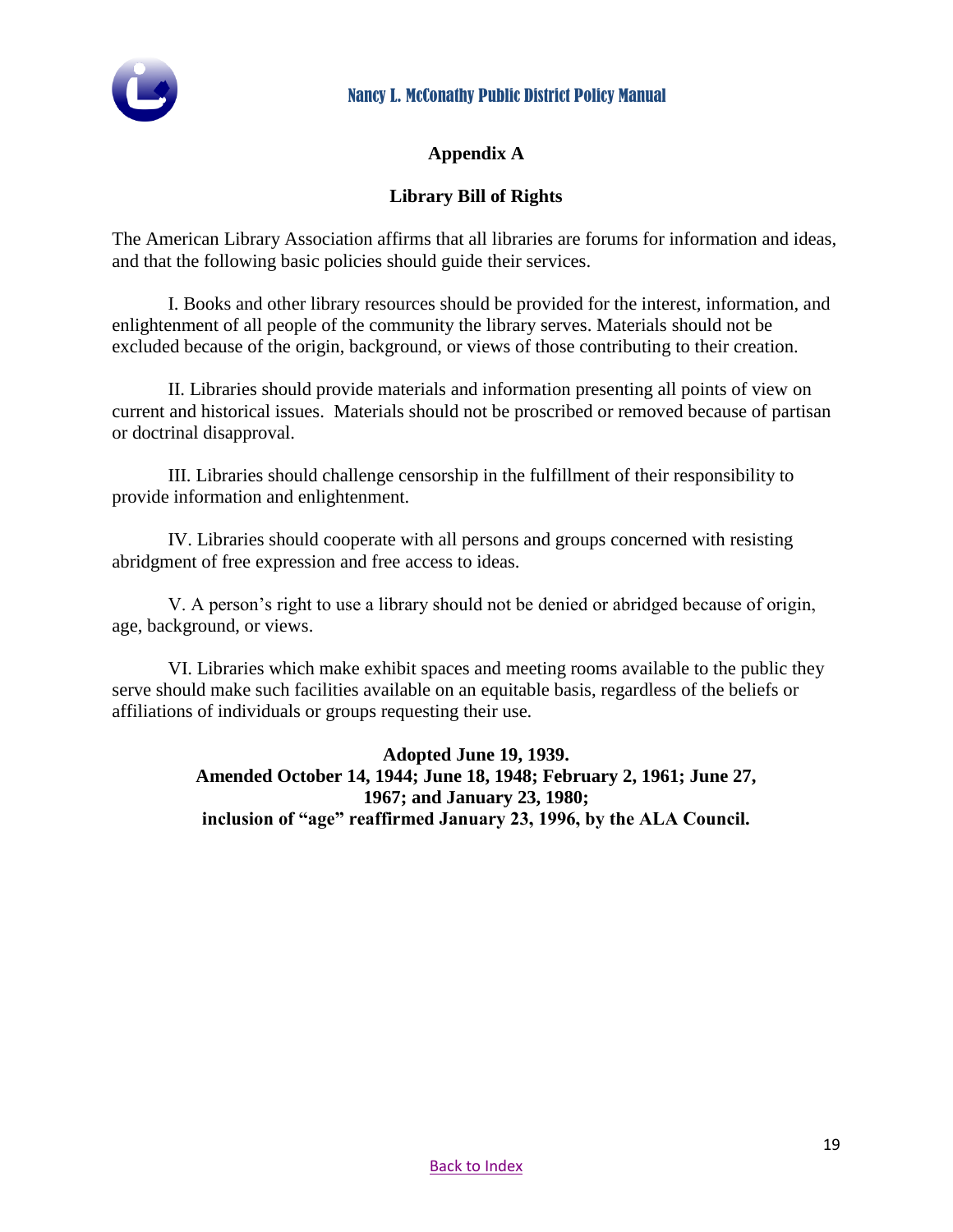## Appendix A

## Library Bill of Rights

The American Library Association affirms that all libraries are forums for information and ideas, and that the following basic policies should guide their services.

I. Books and other library resources should be provided for the interest, information, and enlightenment of all people of the community the library serves. Materials should not be excluded because of the origin, background, or views of those contributing to their creation.

II. Libraries should provide materials and information presenting all points of view on current and historical issues. Materials should not be proscribed or removed because of partisan or doctrinal disapproval.

III. Libraries should challenge censorship in the fulfillment of their responsibility to provide information and enlightenment.

IV. Libraries should cooperate with all persons and groups concerned with resisting abridgment of free expression and free access to ideas.

V. A person's right to use a library should not be denied or abridged because of origin, age, background, or views.

VI. Libraries which make exhibit spaces and meeting rooms available to the public they serve should make such facilities available on an equitable basis, regardless of the beliefs or affiliations of individuals or groups requesting their use.

**Adopted June 19, 1939.**
**Amended October 14, 1944; June 18, 1948; February 2, 1961; June 27, 1967; and January 23, 1980;**
**inclusion of "age" reaffirmed January 23, 1996, by the ALA Council.**

Back to Index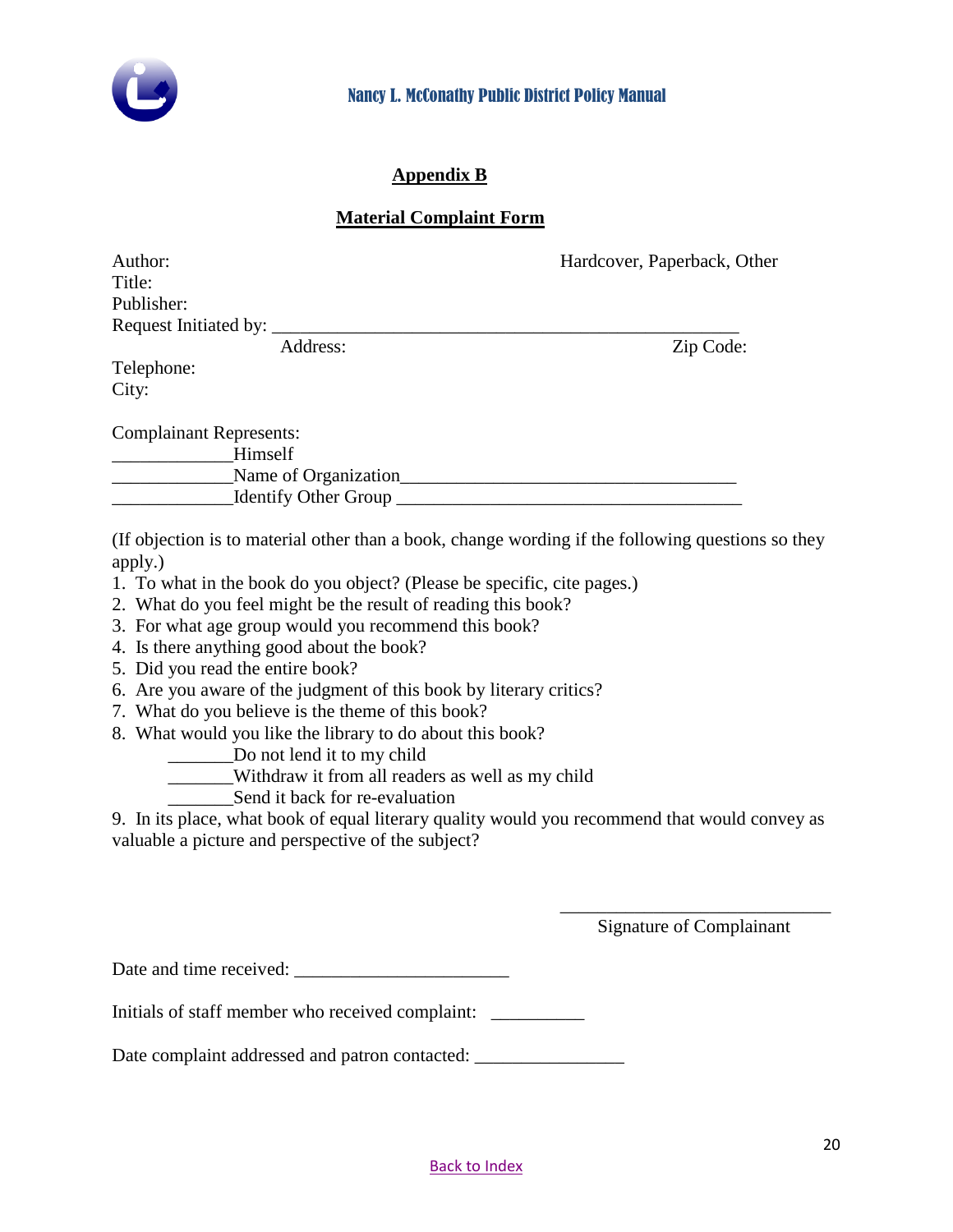## Appendix B

## Material Complaint Form

Author: Hardcover, Paperback, Other
Title:
Publisher:
Request Initiated by: ___________________________________________________
Address: Zip Code:
Telephone:
City:

Complainant Represents:
_____________Himself
_____________Name of Organization_____________________________________
_____________Identify Other Group ______________________________________

(If objection is to material other than a book, change wording if the following questions so they apply.)

1. To what in the book do you object? (Please be specific, cite pages.)
2. What do you feel might be the result of reading this book?
3. For what age group would you recommend this book?
4. Is there anything good about the book?
5. Did you read the entire book?
6. Are you aware of the judgment of this book by literary critics?
7. What do you believe is the theme of this book?
8. What would you like the library to do about this book?
   _______Do not lend it to my child
   _______Withdraw it from all readers as well as my child
   _______Send it back for re-evaluation
9. In its place, what book of equal literary quality would you recommend that would convey as valuable a picture and perspective of the subject?

______________________________
Signature of Complainant

Date and time received: _______________________

Initials of staff member who received complaint: __________

Date complaint addressed and patron contacted: ________________

Back to Index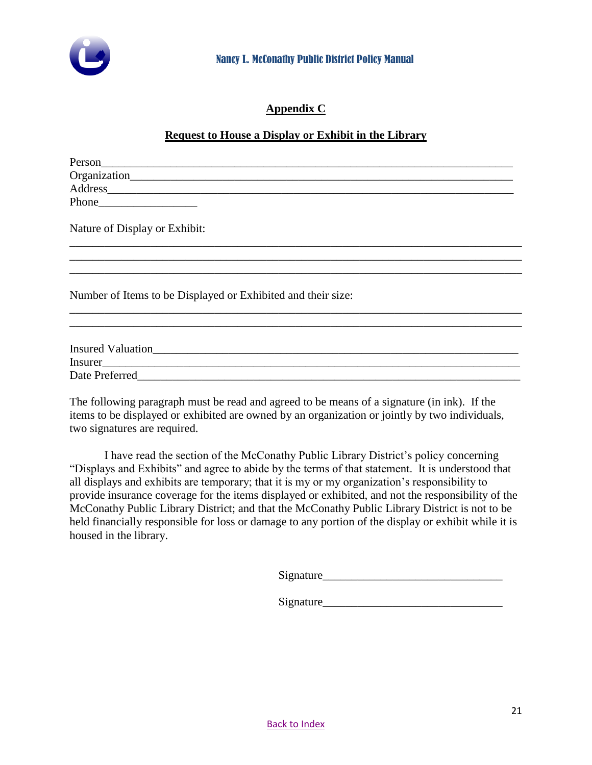## Appendix C

### Request to House a Display or Exhibit in the Library

Person___________________________________________________________________________
Organization_____________________________________________________________________
Address__________________________________________________________________________
Phone_________________

Nature of Display or Exhibit:

___________________________________________________________________________________
___________________________________________________________________________________
___________________________________________________________________________________

Number of Items to be Displayed or Exhibited and their size:

___________________________________________________________________________________
___________________________________________________________________________________

Insured Valuation________________________________________________________________
Insurer__________________________________________________________________________
Date Preferred___________________________________________________________________

The following paragraph must be read and agreed to be means of a signature (in ink). If the items to be displayed or exhibited are owned by an organization or jointly by two individuals, two signatures are required.

I have read the section of the McConathy Public Library District's policy concerning "Displays and Exhibits" and agree to abide by the terms of that statement. It is understood that all displays and exhibits are temporary; that it is my or my organization's responsibility to provide insurance coverage for the items displayed or exhibited, and not the responsibility of the McConathy Public Library District; and that the McConathy Public Library District is not to be held financially responsible for loss or damage to any portion of the display or exhibit while it is housed in the library.

Signature_______________________________

Signature_______________________________

Back to Index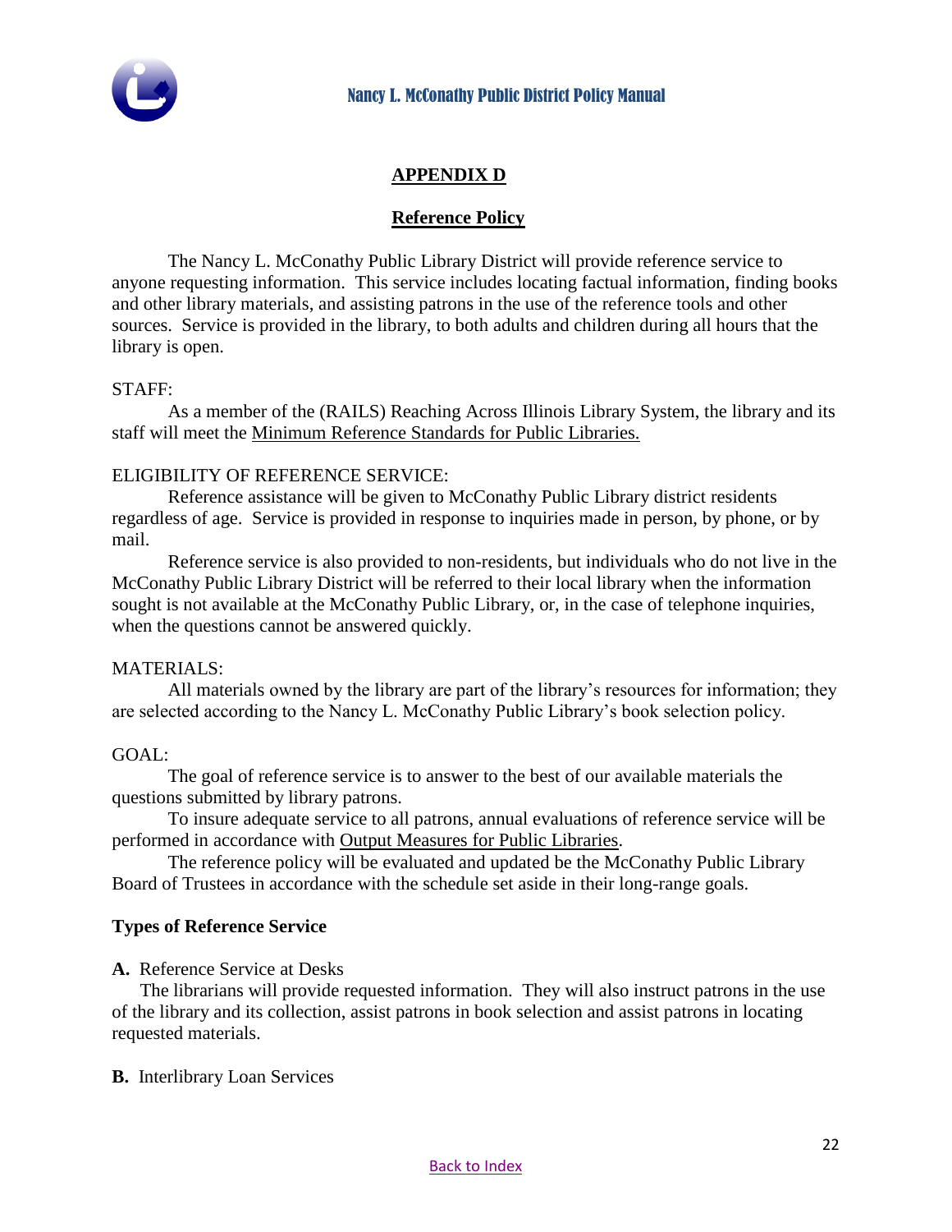## APPENDIX D

## Reference Policy

The Nancy L. McConathy Public Library District will provide reference service to anyone requesting information. This service includes locating factual information, finding books and other library materials, and assisting patrons in the use of the reference tools and other sources. Service is provided in the library, to both adults and children during all hours that the library is open.

STAFF:

As a member of the (RAILS) Reaching Across Illinois Library System, the library and its staff will meet the Minimum Reference Standards for Public Libraries.

ELIGIBILITY OF REFERENCE SERVICE:

Reference assistance will be given to McConathy Public Library district residents regardless of age. Service is provided in response to inquiries made in person, by phone, or by mail.

Reference service is also provided to non-residents, but individuals who do not live in the McConathy Public Library District will be referred to their local library when the information sought is not available at the McConathy Public Library, or, in the case of telephone inquiries, when the questions cannot be answered quickly.

MATERIALS:

All materials owned by the library are part of the library's resources for information; they are selected according to the Nancy L. McConathy Public Library's book selection policy.

GOAL:

The goal of reference service is to answer to the best of our available materials the questions submitted by library patrons.

To insure adequate service to all patrons, annual evaluations of reference service will be performed in accordance with Output Measures for Public Libraries.

The reference policy will be evaluated and updated be the McConathy Public Library Board of Trustees in accordance with the schedule set aside in their long-range goals.

**Types of Reference Service**

**A.** Reference Service at Desks

The librarians will provide requested information. They will also instruct patrons in the use of the library and its collection, assist patrons in book selection and assist patrons in locating requested materials.

**B.** Interlibrary Loan Services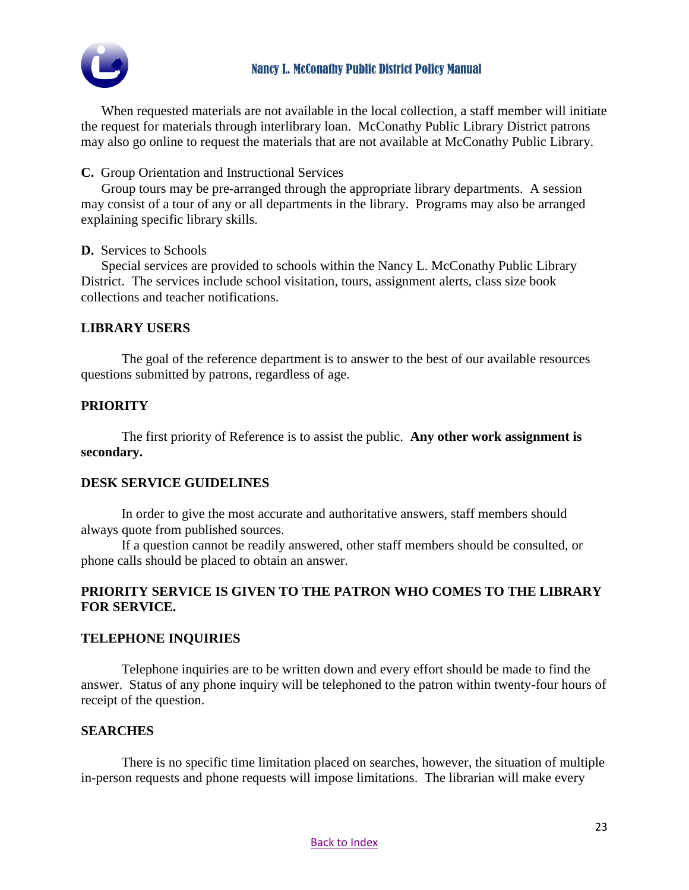When requested materials are not available in the local collection, a staff member will initiate the request for materials through interlibrary loan. McConathy Public Library District patrons may also go online to request the materials that are not available at McConathy Public Library.

**C.** Group Orientation and Instructional Services

Group tours may be pre-arranged through the appropriate library departments. A session may consist of a tour of any or all departments in the library. Programs may also be arranged explaining specific library skills.

**D.** Services to Schools

Special services are provided to schools within the Nancy L. McConathy Public Library District. The services include school visitation, tours, assignment alerts, class size book collections and teacher notifications.

**LIBRARY USERS**

The goal of the reference department is to answer to the best of our available resources questions submitted by patrons, regardless of age.

**PRIORITY**

The first priority of Reference is to assist the public. **Any other work assignment is secondary.**

**DESK SERVICE GUIDELINES**

In order to give the most accurate and authoritative answers, staff members should always quote from published sources.

If a question cannot be readily answered, other staff members should be consulted, or phone calls should be placed to obtain an answer.

**PRIORITY SERVICE IS GIVEN TO THE PATRON WHO COMES TO THE LIBRARY FOR SERVICE.**

**TELEPHONE INQUIRIES**

Telephone inquiries are to be written down and every effort should be made to find the answer. Status of any phone inquiry will be telephoned to the patron within twenty-four hours of receipt of the question.

**SEARCHES**

There is no specific time limitation placed on searches, however, the situation of multiple in-person requests and phone requests will impose limitations. The librarian will make every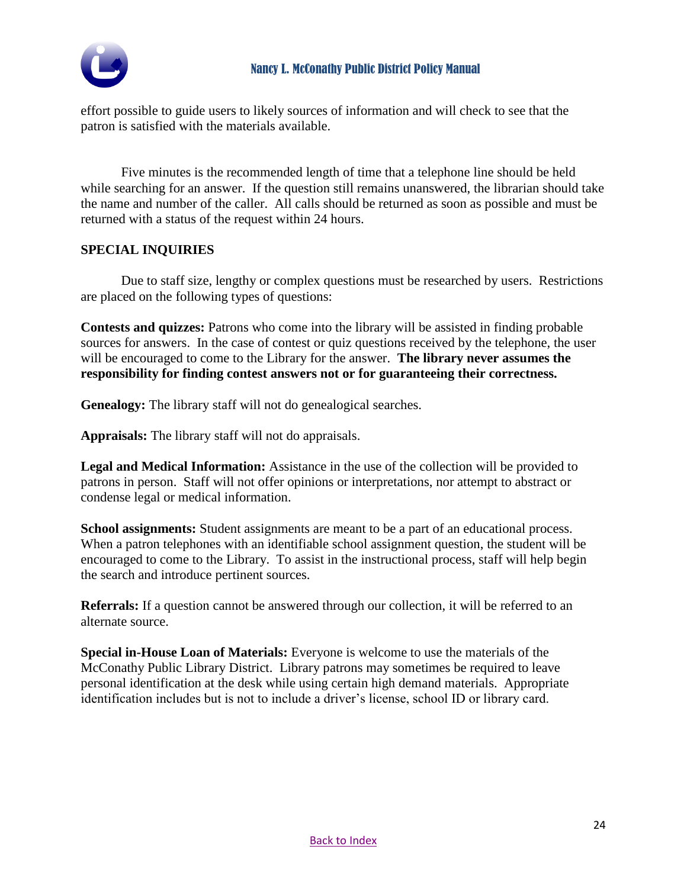effort possible to guide users to likely sources of information and will check to see that the patron is satisfied with the materials available.

Five minutes is the recommended length of time that a telephone line should be held while searching for an answer. If the question still remains unanswered, the librarian should take the name and number of the caller. All calls should be returned as soon as possible and must be returned with a status of the request within 24 hours.

## SPECIAL INQUIRIES

Due to staff size, lengthy or complex questions must be researched by users. Restrictions are placed on the following types of questions:

**Contests and quizzes:** Patrons who come into the library will be assisted in finding probable sources for answers. In the case of contest or quiz questions received by the telephone, the user will be encouraged to come to the Library for the answer. **The library never assumes the responsibility for finding contest answers not or for guaranteeing their correctness.**

**Genealogy:** The library staff will not do genealogical searches.

**Appraisals:** The library staff will not do appraisals.

**Legal and Medical Information:** Assistance in the use of the collection will be provided to patrons in person. Staff will not offer opinions or interpretations, nor attempt to abstract or condense legal or medical information.

**School assignments:** Student assignments are meant to be a part of an educational process. When a patron telephones with an identifiable school assignment question, the student will be encouraged to come to the Library. To assist in the instructional process, staff will help begin the search and introduce pertinent sources.

**Referrals:** If a question cannot be answered through our collection, it will be referred to an alternate source.

**Special in-House Loan of Materials:** Everyone is welcome to use the materials of the McConathy Public Library District. Library patrons may sometimes be required to leave personal identification at the desk while using certain high demand materials. Appropriate identification includes but is not to include a driver's license, school ID or library card.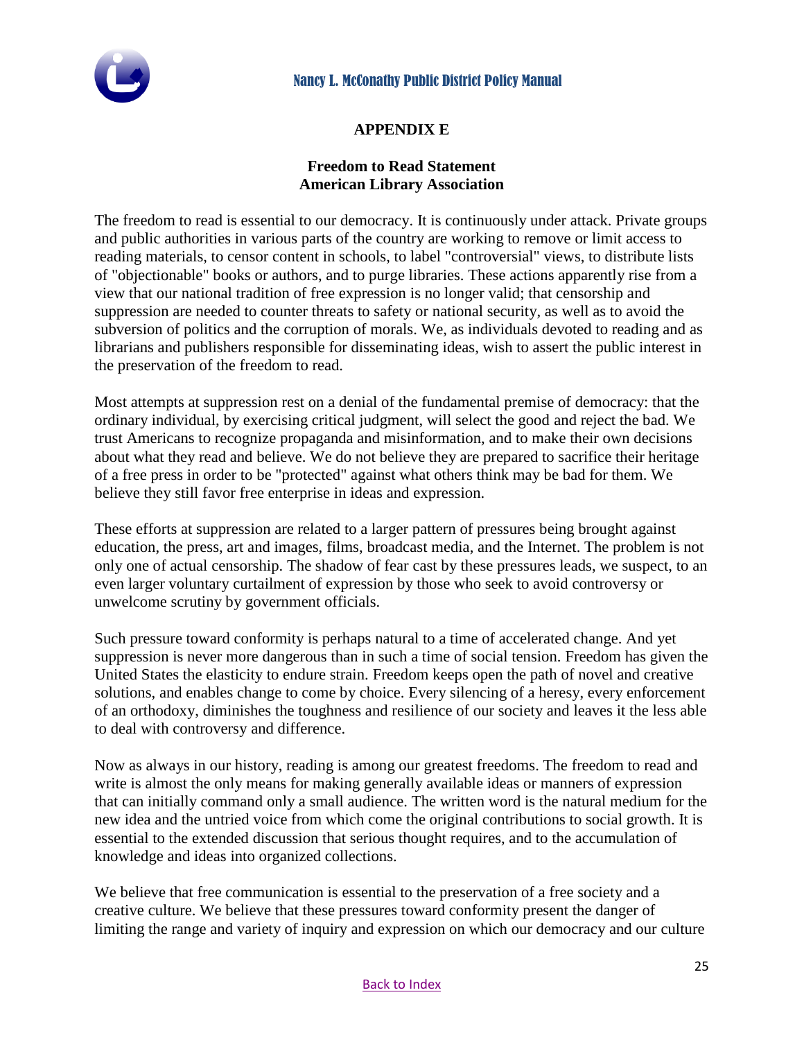## APPENDIX E

### Freedom to Read Statement
### American Library Association

The freedom to read is essential to our democracy. It is continuously under attack. Private groups and public authorities in various parts of the country are working to remove or limit access to reading materials, to censor content in schools, to label "controversial" views, to distribute lists of "objectionable" books or authors, and to purge libraries. These actions apparently rise from a view that our national tradition of free expression is no longer valid; that censorship and suppression are needed to counter threats to safety or national security, as well as to avoid the subversion of politics and the corruption of morals. We, as individuals devoted to reading and as librarians and publishers responsible for disseminating ideas, wish to assert the public interest in the preservation of the freedom to read.

Most attempts at suppression rest on a denial of the fundamental premise of democracy: that the ordinary individual, by exercising critical judgment, will select the good and reject the bad. We trust Americans to recognize propaganda and misinformation, and to make their own decisions about what they read and believe. We do not believe they are prepared to sacrifice their heritage of a free press in order to be "protected" against what others think may be bad for them. We believe they still favor free enterprise in ideas and expression.

These efforts at suppression are related to a larger pattern of pressures being brought against education, the press, art and images, films, broadcast media, and the Internet. The problem is not only one of actual censorship. The shadow of fear cast by these pressures leads, we suspect, to an even larger voluntary curtailment of expression by those who seek to avoid controversy or unwelcome scrutiny by government officials.

Such pressure toward conformity is perhaps natural to a time of accelerated change. And yet suppression is never more dangerous than in such a time of social tension. Freedom has given the United States the elasticity to endure strain. Freedom keeps open the path of novel and creative solutions, and enables change to come by choice. Every silencing of a heresy, every enforcement of an orthodoxy, diminishes the toughness and resilience of our society and leaves it the less able to deal with controversy and difference.

Now as always in our history, reading is among our greatest freedoms. The freedom to read and write is almost the only means for making generally available ideas or manners of expression that can initially command only a small audience. The written word is the natural medium for the new idea and the untried voice from which come the original contributions to social growth. It is essential to the extended discussion that serious thought requires, and to the accumulation of knowledge and ideas into organized collections.

We believe that free communication is essential to the preservation of a free society and a creative culture. We believe that these pressures toward conformity present the danger of limiting the range and variety of inquiry and expression on which our democracy and our culture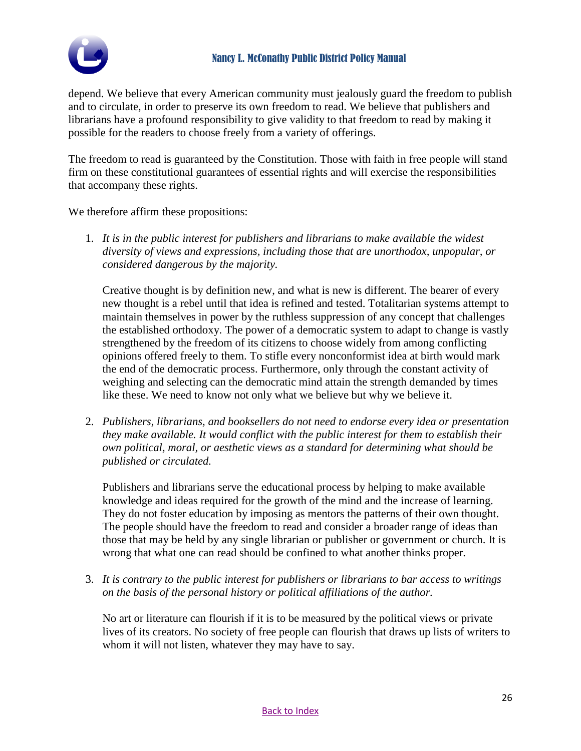depend. We believe that every American community must jealously guard the freedom to publish and to circulate, in order to preserve its own freedom to read. We believe that publishers and librarians have a profound responsibility to give validity to that freedom to read by making it possible for the readers to choose freely from a variety of offerings.

The freedom to read is guaranteed by the Constitution. Those with faith in free people will stand firm on these constitutional guarantees of essential rights and will exercise the responsibilities that accompany these rights.

We therefore affirm these propositions:

1. *It is in the public interest for publishers and librarians to make available the widest diversity of views and expressions, including those that are unorthodox, unpopular, or considered dangerous by the majority.*

   Creative thought is by definition new, and what is new is different. The bearer of every new thought is a rebel until that idea is refined and tested. Totalitarian systems attempt to maintain themselves in power by the ruthless suppression of any concept that challenges the established orthodoxy. The power of a democratic system to adapt to change is vastly strengthened by the freedom of its citizens to choose widely from among conflicting opinions offered freely to them. To stifle every nonconformist idea at birth would mark the end of the democratic process. Furthermore, only through the constant activity of weighing and selecting can the democratic mind attain the strength demanded by times like these. We need to know not only what we believe but why we believe it.

2. *Publishers, librarians, and booksellers do not need to endorse every idea or presentation they make available. It would conflict with the public interest for them to establish their own political, moral, or aesthetic views as a standard for determining what should be published or circulated.*

   Publishers and librarians serve the educational process by helping to make available knowledge and ideas required for the growth of the mind and the increase of learning. They do not foster education by imposing as mentors the patterns of their own thought. The people should have the freedom to read and consider a broader range of ideas than those that may be held by any single librarian or publisher or government or church. It is wrong that what one can read should be confined to what another thinks proper.

3. *It is contrary to the public interest for publishers or librarians to bar access to writings on the basis of the personal history or political affiliations of the author.*

   No art or literature can flourish if it is to be measured by the political views or private lives of its creators. No society of free people can flourish that draws up lists of writers to whom it will not listen, whatever they may have to say.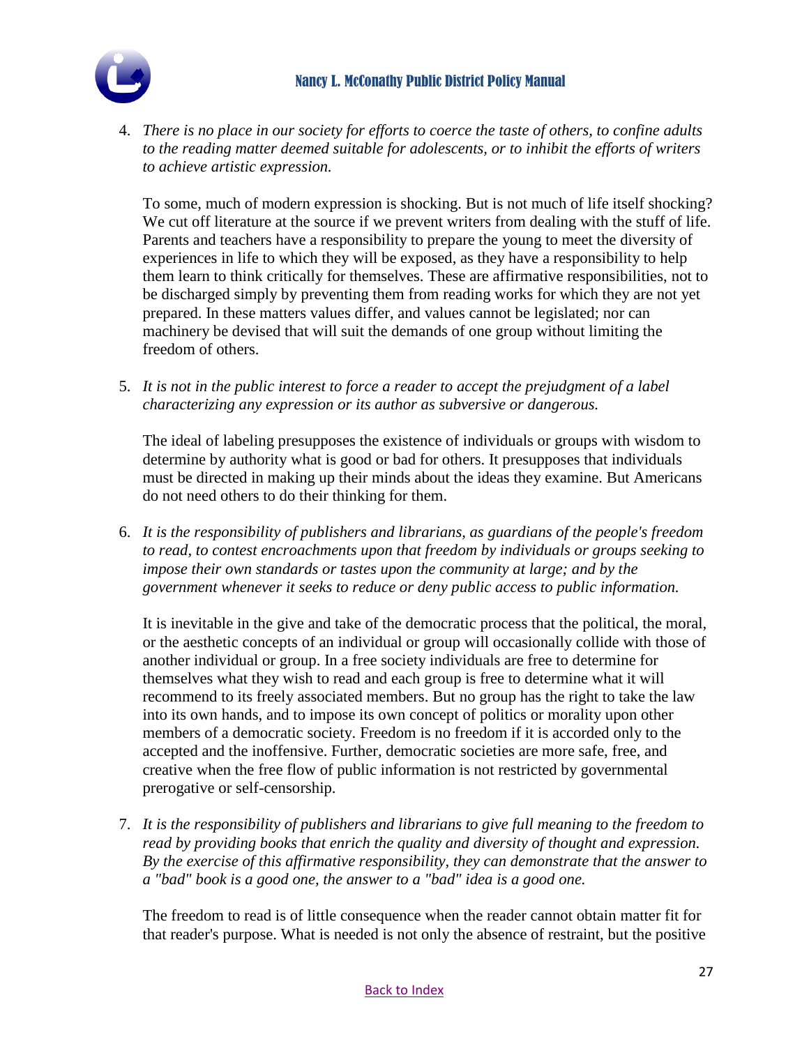4. *There is no place in our society for efforts to coerce the taste of others, to confine adults to the reading matter deemed suitable for adolescents, or to inhibit the efforts of writers to achieve artistic expression.*

   To some, much of modern expression is shocking. But is not much of life itself shocking? We cut off literature at the source if we prevent writers from dealing with the stuff of life. Parents and teachers have a responsibility to prepare the young to meet the diversity of experiences in life to which they will be exposed, as they have a responsibility to help them learn to think critically for themselves. These are affirmative responsibilities, not to be discharged simply by preventing them from reading works for which they are not yet prepared. In these matters values differ, and values cannot be legislated; nor can machinery be devised that will suit the demands of one group without limiting the freedom of others.

5. *It is not in the public interest to force a reader to accept the prejudgment of a label characterizing any expression or its author as subversive or dangerous.*

   The ideal of labeling presupposes the existence of individuals or groups with wisdom to determine by authority what is good or bad for others. It presupposes that individuals must be directed in making up their minds about the ideas they examine. But Americans do not need others to do their thinking for them.

6. *It is the responsibility of publishers and librarians, as guardians of the people's freedom to read, to contest encroachments upon that freedom by individuals or groups seeking to impose their own standards or tastes upon the community at large; and by the government whenever it seeks to reduce or deny public access to public information.*

   It is inevitable in the give and take of the democratic process that the political, the moral, or the aesthetic concepts of an individual or group will occasionally collide with those of another individual or group. In a free society individuals are free to determine for themselves what they wish to read and each group is free to determine what it will recommend to its freely associated members. But no group has the right to take the law into its own hands, and to impose its own concept of politics or morality upon other members of a democratic society. Freedom is no freedom if it is accorded only to the accepted and the inoffensive. Further, democratic societies are more safe, free, and creative when the free flow of public information is not restricted by governmental prerogative or self-censorship.

7. *It is the responsibility of publishers and librarians to give full meaning to the freedom to read by providing books that enrich the quality and diversity of thought and expression. By the exercise of this affirmative responsibility, they can demonstrate that the answer to a "bad" book is a good one, the answer to a "bad" idea is a good one.*

   The freedom to read is of little consequence when the reader cannot obtain matter fit for that reader's purpose. What is needed is not only the absence of restraint, but the positive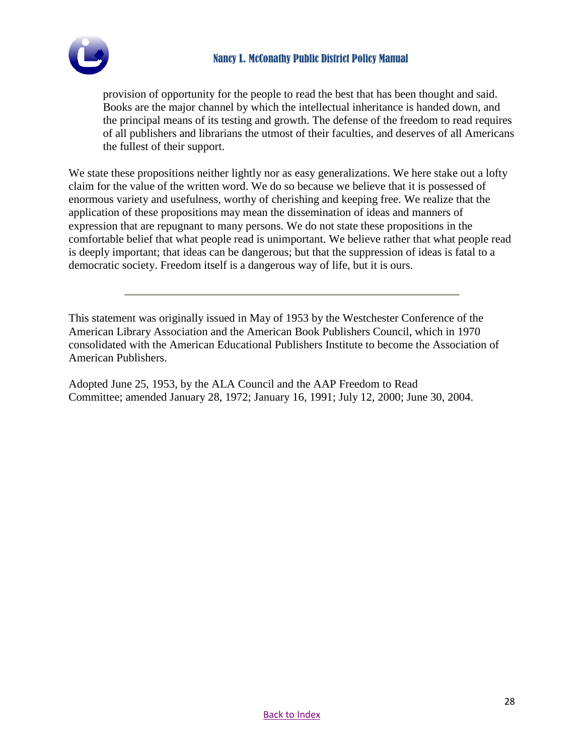provision of opportunity for the people to read the best that has been thought and said. Books are the major channel by which the intellectual inheritance is handed down, and the principal means of its testing and growth. The defense of the freedom to read requires of all publishers and librarians the utmost of their faculties, and deserves of all Americans the fullest of their support.

We state these propositions neither lightly nor as easy generalizations. We here stake out a lofty claim for the value of the written word. We do so because we believe that it is possessed of enormous variety and usefulness, worthy of cherishing and keeping free. We realize that the application of these propositions may mean the dissemination of ideas and manners of expression that are repugnant to many persons. We do not state these propositions in the comfortable belief that what people read is unimportant. We believe rather that what people read is deeply important; that ideas can be dangerous; but that the suppression of ideas is fatal to a democratic society. Freedom itself is a dangerous way of life, but it is ours.

---

This statement was originally issued in May of 1953 by the Westchester Conference of the American Library Association and the American Book Publishers Council, which in 1970 consolidated with the American Educational Publishers Institute to become the Association of American Publishers.

Adopted June 25, 1953, by the ALA Council and the AAP Freedom to Read Committee; amended January 28, 1972; January 16, 1991; July 12, 2000; June 30, 2004.

Back to Index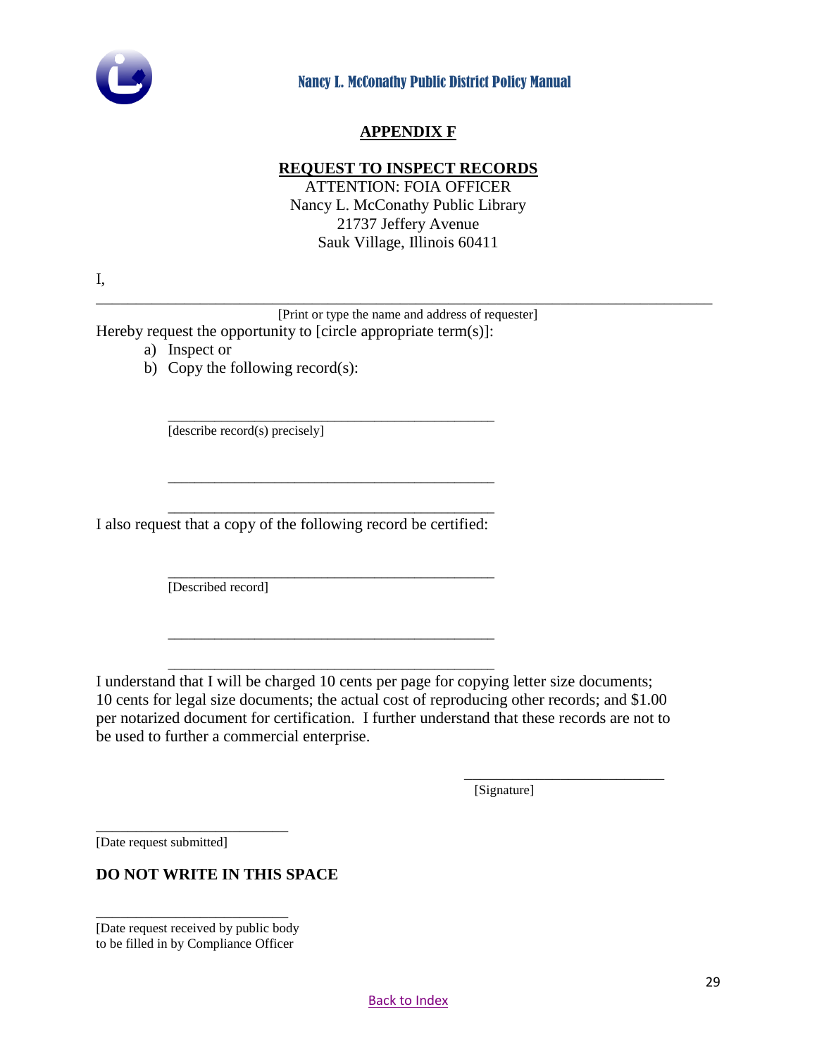## APPENDIX F

### REQUEST TO INSPECT RECORDS

ATTENTION: FOIA OFFICER
Nancy L. McConathy Public Library
21737 Jeffery Avenue
Sauk Village, Illinois 60411

I,

______________________________________________________________________________
[Print or type the name and address of requester]

Hereby request the opportunity to [circle appropriate term(s)]:

a) Inspect or
b) Copy the following record(s):

_____________________________________________
[describe record(s) precisely]

_____________________________________________

_____________________________________________

I also request that a copy of the following record be certified:

_____________________________________________
[Described record]

_____________________________________________

_____________________________________________

I understand that I will be charged 10 cents per page for copying letter size documents; 10 cents for legal size documents; the actual cost of reproducing other records; and $1.00 per notarized document for certification. I further understand that these records are not to be used to further a commercial enterprise.

___________________________
[Signature]

___________________________
[Date request submitted]

**DO NOT WRITE IN THIS SPACE**

___________________________
[Date request received by public body
to be filled in by Compliance Officer

Back to Index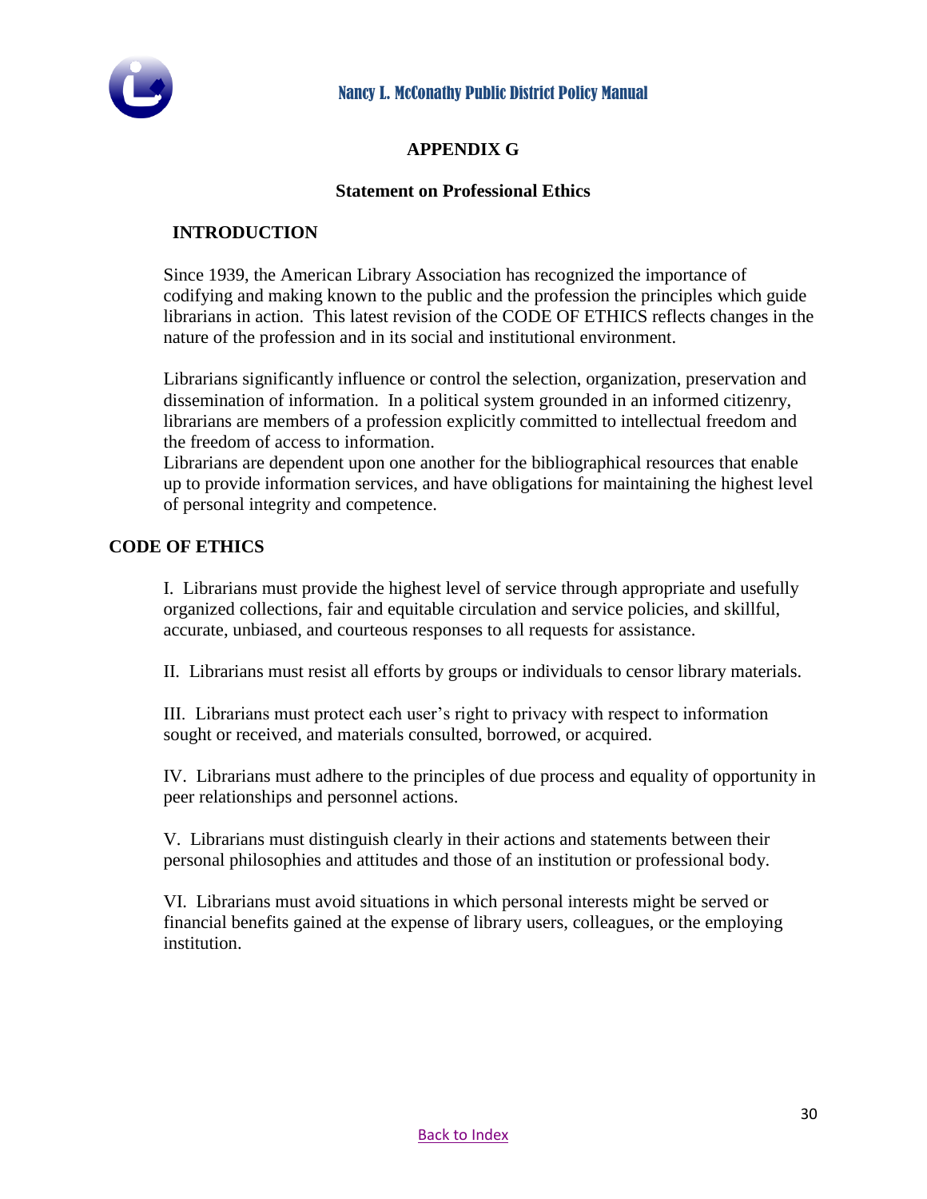## APPENDIX G

### Statement on Professional Ethics

### INTRODUCTION

Since 1939, the American Library Association has recognized the importance of codifying and making known to the public and the profession the principles which guide librarians in action. This latest revision of the CODE OF ETHICS reflects changes in the nature of the profession and in its social and institutional environment.

Librarians significantly influence or control the selection, organization, preservation and dissemination of information. In a political system grounded in an informed citizenry, librarians are members of a profession explicitly committed to intellectual freedom and the freedom of access to information.

Librarians are dependent upon one another for the bibliographical resources that enable up to provide information services, and have obligations for maintaining the highest level of personal integrity and competence.

### CODE OF ETHICS

I. Librarians must provide the highest level of service through appropriate and usefully organized collections, fair and equitable circulation and service policies, and skillful, accurate, unbiased, and courteous responses to all requests for assistance.

II. Librarians must resist all efforts by groups or individuals to censor library materials.

III. Librarians must protect each user's right to privacy with respect to information sought or received, and materials consulted, borrowed, or acquired.

IV. Librarians must adhere to the principles of due process and equality of opportunity in peer relationships and personnel actions.

V. Librarians must distinguish clearly in their actions and statements between their personal philosophies and attitudes and those of an institution or professional body.

VI. Librarians must avoid situations in which personal interests might be served or financial benefits gained at the expense of library users, colleagues, or the employing institution.

Back to Index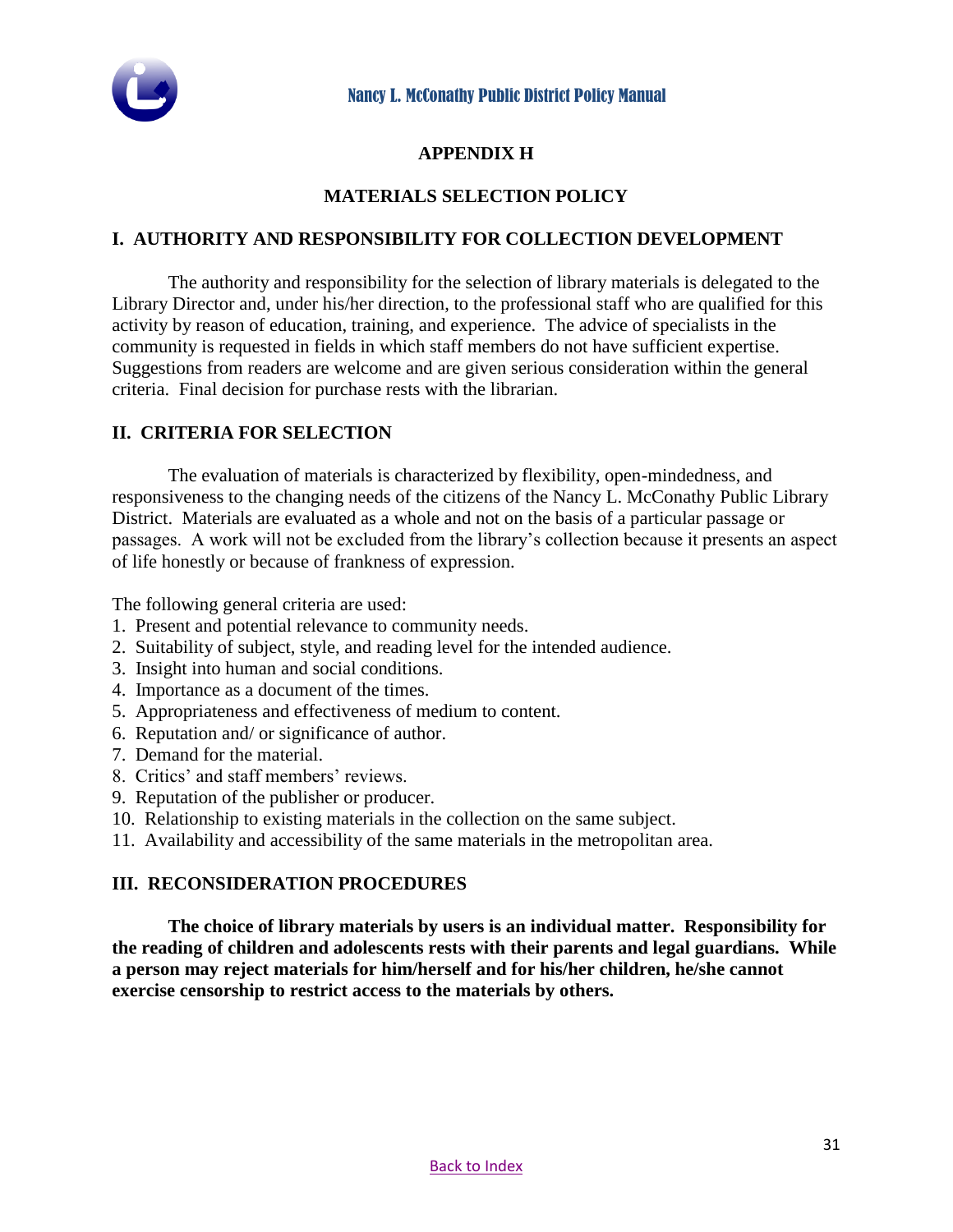# APPENDIX H

## MATERIALS SELECTION POLICY

### I. AUTHORITY AND RESPONSIBILITY FOR COLLECTION DEVELOPMENT

The authority and responsibility for the selection of library materials is delegated to the Library Director and, under his/her direction, to the professional staff who are qualified for this activity by reason of education, training, and experience. The advice of specialists in the community is requested in fields in which staff members do not have sufficient expertise. Suggestions from readers are welcome and are given serious consideration within the general criteria. Final decision for purchase rests with the librarian.

### II. CRITERIA FOR SELECTION

The evaluation of materials is characterized by flexibility, open-mindedness, and responsiveness to the changing needs of the citizens of the Nancy L. McConathy Public Library District. Materials are evaluated as a whole and not on the basis of a particular passage or passages. A work will not be excluded from the library's collection because it presents an aspect of life honestly or because of frankness of expression.

The following general criteria are used:

1. Present and potential relevance to community needs.
2. Suitability of subject, style, and reading level for the intended audience.
3. Insight into human and social conditions.
4. Importance as a document of the times.
5. Appropriateness and effectiveness of medium to content.
6. Reputation and/ or significance of author.
7. Demand for the material.
8. Critics' and staff members' reviews.
9. Reputation of the publisher or producer.
10. Relationship to existing materials in the collection on the same subject.
11. Availability and accessibility of the same materials in the metropolitan area.

### III. RECONSIDERATION PROCEDURES

**The choice of library materials by users is an individual matter. Responsibility for the reading of children and adolescents rests with their parents and legal guardians. While a person may reject materials for him/herself and for his/her children, he/she cannot exercise censorship to restrict access to the materials by others.**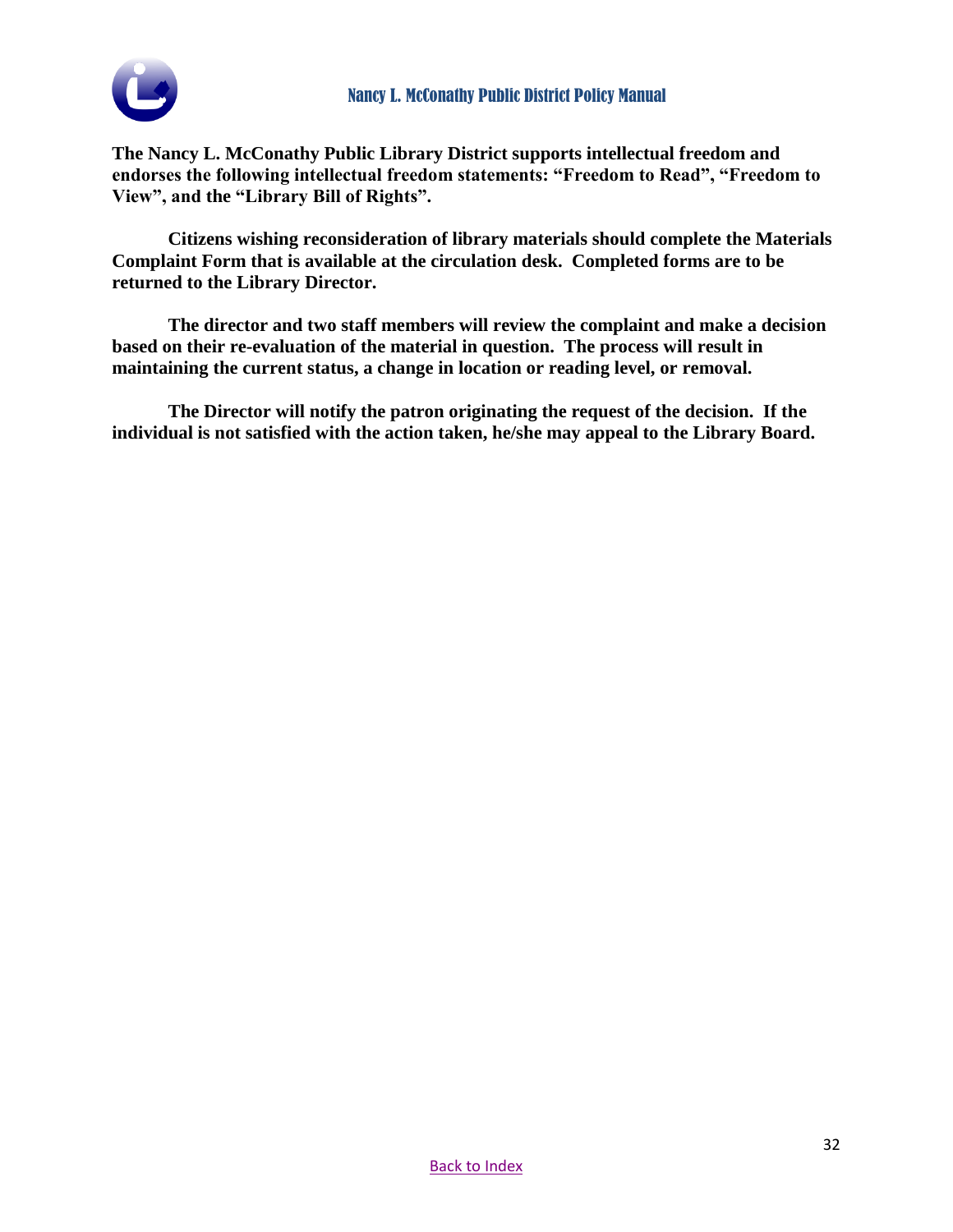**The Nancy L. McConathy Public Library District supports intellectual freedom and endorses the following intellectual freedom statements: "Freedom to Read", "Freedom to View", and the "Library Bill of Rights".**

**Citizens wishing reconsideration of library materials should complete the Materials Complaint Form that is available at the circulation desk. Completed forms are to be returned to the Library Director.**

**The director and two staff members will review the complaint and make a decision based on their re-evaluation of the material in question. The process will result in maintaining the current status, a change in location or reading level, or removal.**

**The Director will notify the patron originating the request of the decision. If the individual is not satisfied with the action taken, he/she may appeal to the Library Board.**

Back to Index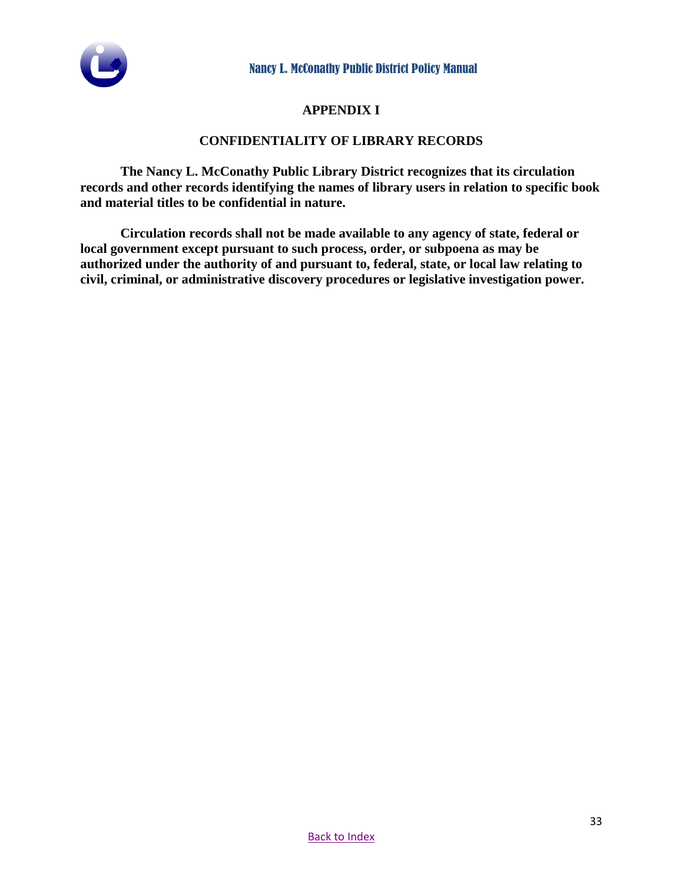# APPENDIX I

## CONFIDENTIALITY OF LIBRARY RECORDS

**The Nancy L. McConathy Public Library District recognizes that its circulation records and other records identifying the names of library users in relation to specific book and material titles to be confidential in nature.**

**Circulation records shall not be made available to any agency of state, federal or local government except pursuant to such process, order, or subpoena as may be authorized under the authority of and pursuant to, federal, state, or local law relating to civil, criminal, or administrative discovery procedures or legislative investigation power.**

Back to Index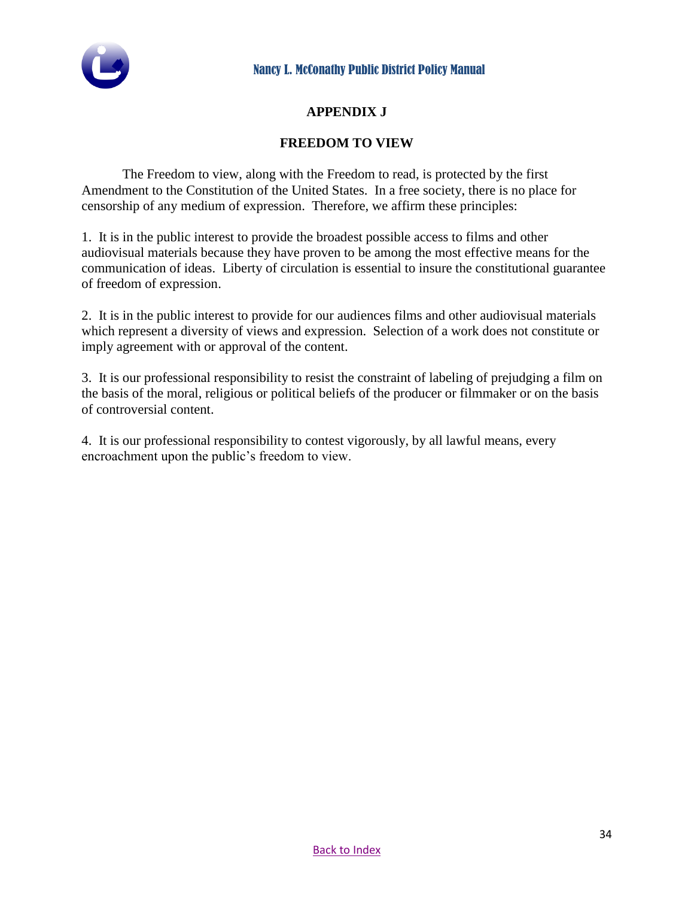# APPENDIX J

## FREEDOM TO VIEW

The Freedom to view, along with the Freedom to read, is protected by the first Amendment to the Constitution of the United States. In a free society, there is no place for censorship of any medium of expression. Therefore, we affirm these principles:

1. It is in the public interest to provide the broadest possible access to films and other audiovisual materials because they have proven to be among the most effective means for the communication of ideas. Liberty of circulation is essential to insure the constitutional guarantee of freedom of expression.

2. It is in the public interest to provide for our audiences films and other audiovisual materials which represent a diversity of views and expression. Selection of a work does not constitute or imply agreement with or approval of the content.

3. It is our professional responsibility to resist the constraint of labeling of prejudging a film on the basis of the moral, religious or political beliefs of the producer or filmmaker or on the basis of controversial content.

4. It is our professional responsibility to contest vigorously, by all lawful means, every encroachment upon the public's freedom to view.

Back to Index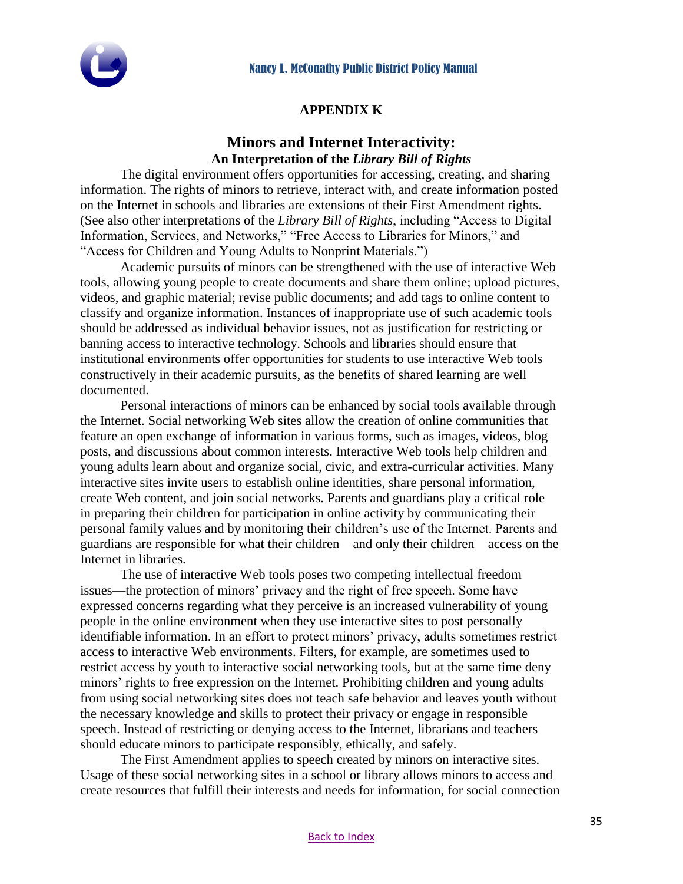## APPENDIX K

## Minors and Internet Interactivity:

### An Interpretation of the *Library Bill of Rights*

The digital environment offers opportunities for accessing, creating, and sharing information. The rights of minors to retrieve, interact with, and create information posted on the Internet in schools and libraries are extensions of their First Amendment rights. (See also other interpretations of the *Library Bill of Rights*, including "Access to Digital Information, Services, and Networks," "Free Access to Libraries for Minors," and "Access for Children and Young Adults to Nonprint Materials.")

Academic pursuits of minors can be strengthened with the use of interactive Web tools, allowing young people to create documents and share them online; upload pictures, videos, and graphic material; revise public documents; and add tags to online content to classify and organize information. Instances of inappropriate use of such academic tools should be addressed as individual behavior issues, not as justification for restricting or banning access to interactive technology. Schools and libraries should ensure that institutional environments offer opportunities for students to use interactive Web tools constructively in their academic pursuits, as the benefits of shared learning are well documented.

Personal interactions of minors can be enhanced by social tools available through the Internet. Social networking Web sites allow the creation of online communities that feature an open exchange of information in various forms, such as images, videos, blog posts, and discussions about common interests. Interactive Web tools help children and young adults learn about and organize social, civic, and extra-curricular activities. Many interactive sites invite users to establish online identities, share personal information, create Web content, and join social networks. Parents and guardians play a critical role in preparing their children for participation in online activity by communicating their personal family values and by monitoring their children's use of the Internet. Parents and guardians are responsible for what their children—and only their children—access on the Internet in libraries.

The use of interactive Web tools poses two competing intellectual freedom issues—the protection of minors' privacy and the right of free speech. Some have expressed concerns regarding what they perceive is an increased vulnerability of young people in the online environment when they use interactive sites to post personally identifiable information. In an effort to protect minors' privacy, adults sometimes restrict access to interactive Web environments. Filters, for example, are sometimes used to restrict access by youth to interactive social networking tools, but at the same time deny minors' rights to free expression on the Internet. Prohibiting children and young adults from using social networking sites does not teach safe behavior and leaves youth without the necessary knowledge and skills to protect their privacy or engage in responsible speech. Instead of restricting or denying access to the Internet, librarians and teachers should educate minors to participate responsibly, ethically, and safely.

The First Amendment applies to speech created by minors on interactive sites. Usage of these social networking sites in a school or library allows minors to access and create resources that fulfill their interests and needs for information, for social connection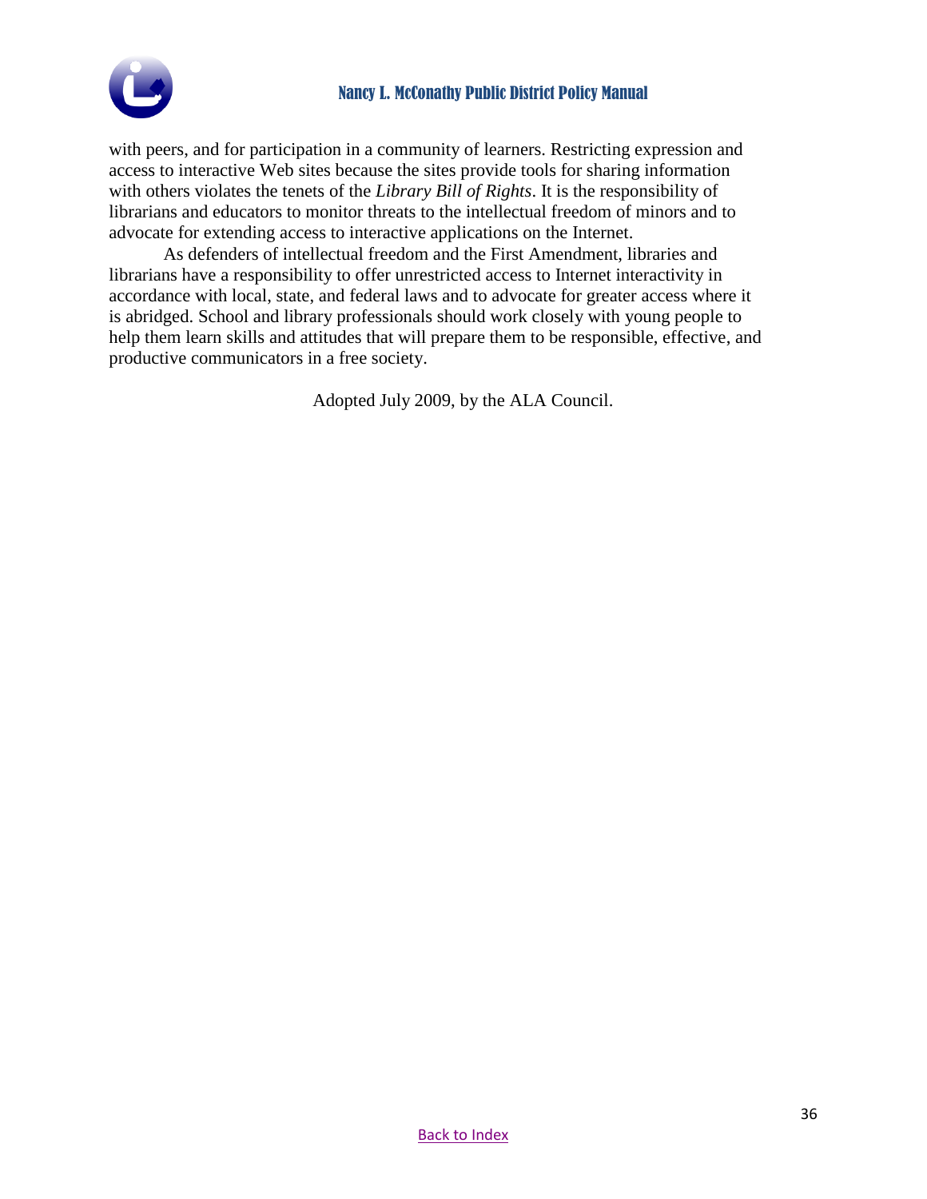with peers, and for participation in a community of learners. Restricting expression and access to interactive Web sites because the sites provide tools for sharing information with others violates the tenets of the *Library Bill of Rights*. It is the responsibility of librarians and educators to monitor threats to the intellectual freedom of minors and to advocate for extending access to interactive applications on the Internet.

As defenders of intellectual freedom and the First Amendment, libraries and librarians have a responsibility to offer unrestricted access to Internet interactivity in accordance with local, state, and federal laws and to advocate for greater access where it is abridged. School and library professionals should work closely with young people to help them learn skills and attitudes that will prepare them to be responsible, effective, and productive communicators in a free society.

Adopted July 2009, by the ALA Council.

Back to Index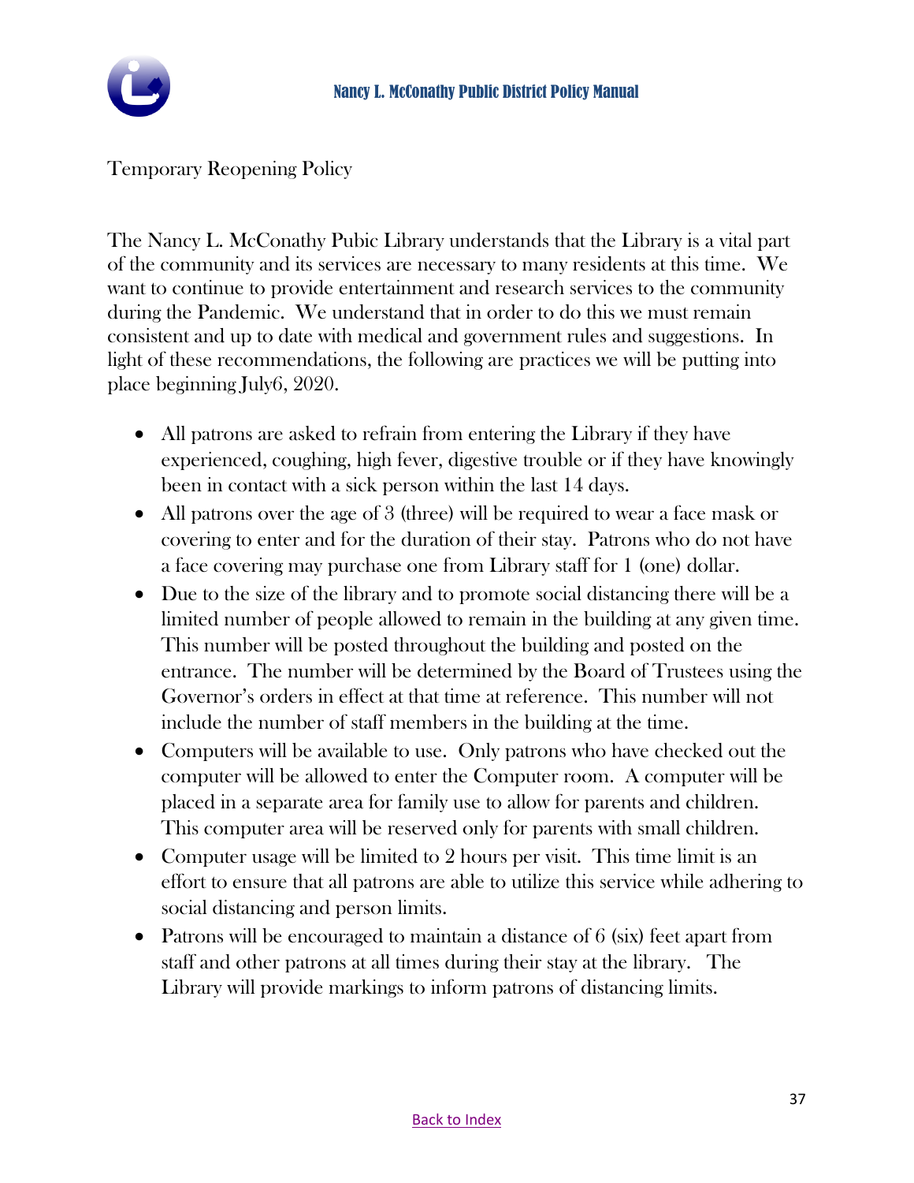Temporary Reopening Policy

The Nancy L. McConathy Pubic Library understands that the Library is a vital part of the community and its services are necessary to many residents at this time. We want to continue to provide entertainment and research services to the community during the Pandemic. We understand that in order to do this we must remain consistent and up to date with medical and government rules and suggestions. In light of these recommendations, the following are practices we will be putting into place beginning July6, 2020.

- All patrons are asked to refrain from entering the Library if they have experienced, coughing, high fever, digestive trouble or if they have knowingly been in contact with a sick person within the last 14 days.
- All patrons over the age of 3 (three) will be required to wear a face mask or covering to enter and for the duration of their stay. Patrons who do not have a face covering may purchase one from Library staff for 1 (one) dollar.
- Due to the size of the library and to promote social distancing there will be a limited number of people allowed to remain in the building at any given time. This number will be posted throughout the building and posted on the entrance. The number will be determined by the Board of Trustees using the Governor's orders in effect at that time at reference. This number will not include the number of staff members in the building at the time.
- Computers will be available to use. Only patrons who have checked out the computer will be allowed to enter the Computer room. A computer will be placed in a separate area for family use to allow for parents and children. This computer area will be reserved only for parents with small children.
- Computer usage will be limited to 2 hours per visit. This time limit is an effort to ensure that all patrons are able to utilize this service while adhering to social distancing and person limits.
- Patrons will be encouraged to maintain a distance of 6 (six) feet apart from staff and other patrons at all times during their stay at the library. The Library will provide markings to inform patrons of distancing limits.

Back to Index